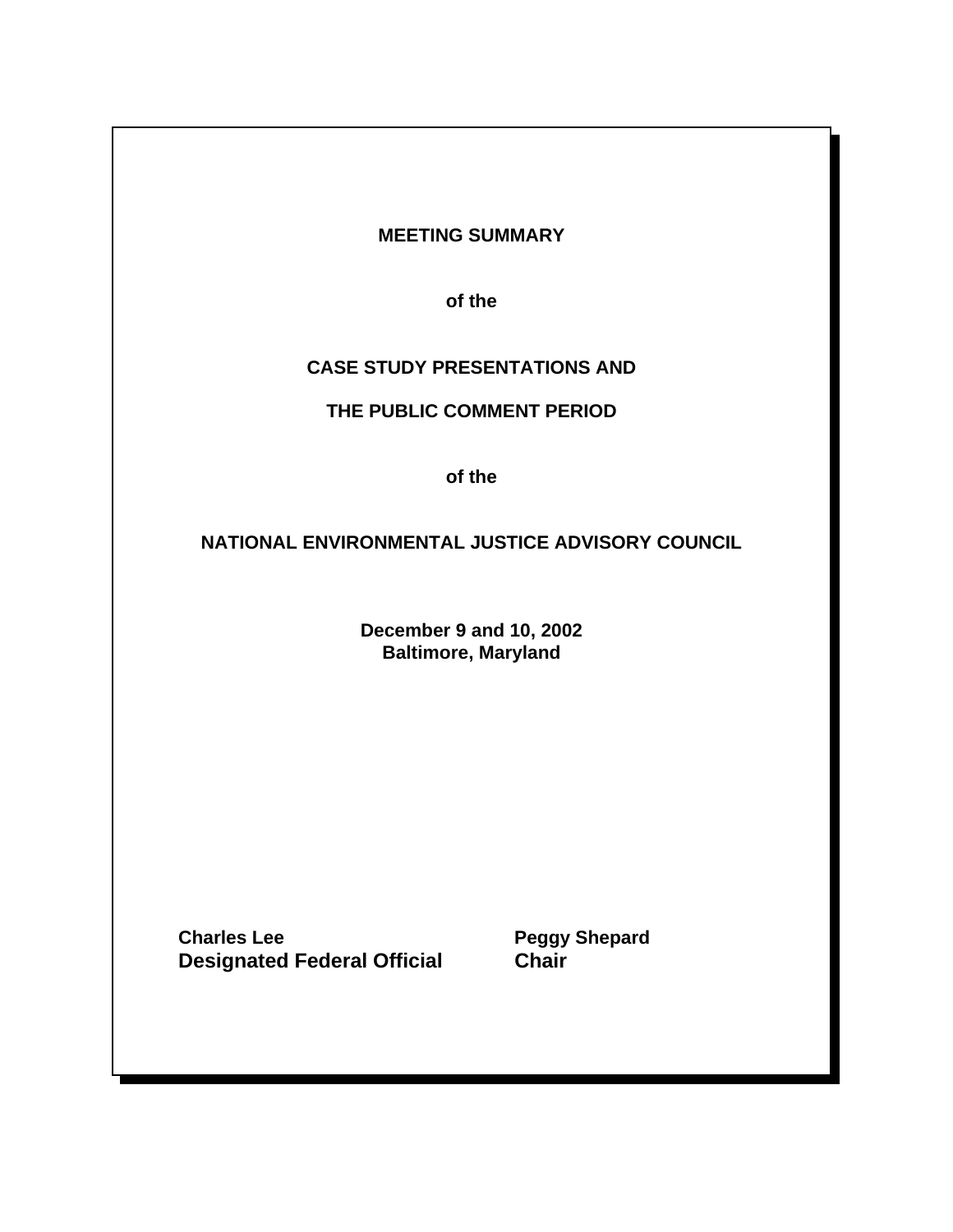**MEETING SUMMARY**

**of the**

**CASE STUDY PRESENTATIONS AND**

**THE PUBLIC COMMENT PERIOD**

**of the**

**NATIONAL ENVIRONMENTAL JUSTICE ADVISORY COUNCIL**

**December 9 and 10, 2002**
**Baltimore, Maryland**

**Charles Lee**
**Designated Federal Official**

**Peggy Shepard**
**Chair**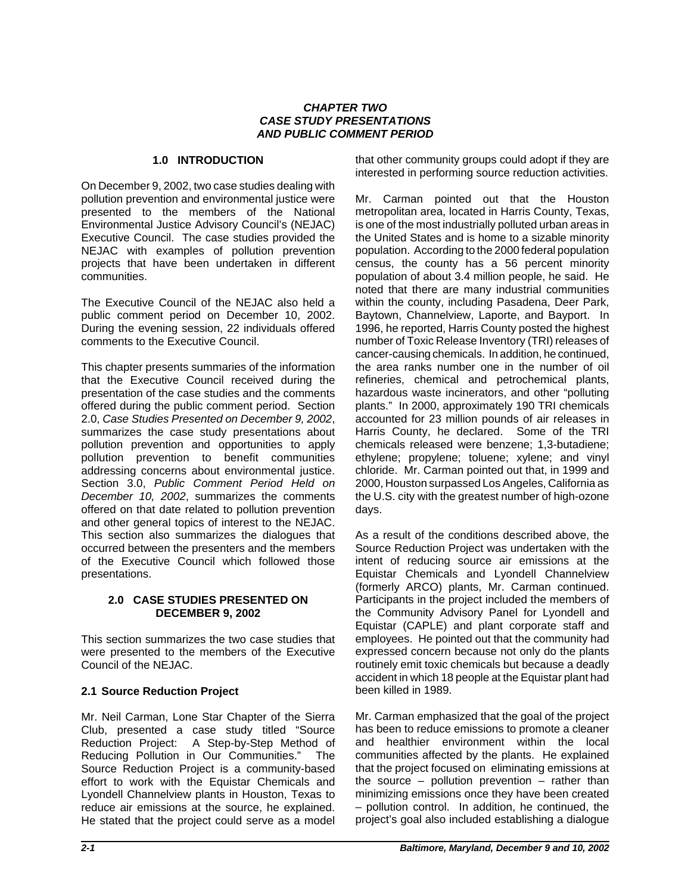# *CHAPTER TWO CASE STUDY PRESENTATIONS AND PUBLIC COMMENT PERIOD*

## 1.0 INTRODUCTION

On December 9, 2002, two case studies dealing with pollution prevention and environmental justice were presented to the members of the National Environmental Justice Advisory Council's (NEJAC) Executive Council. The case studies provided the NEJAC with examples of pollution prevention projects that have been undertaken in different communities.

The Executive Council of the NEJAC also held a public comment period on December 10, 2002. During the evening session, 22 individuals offered comments to the Executive Council.

This chapter presents summaries of the information that the Executive Council received during the presentation of the case studies and the comments offered during the public comment period. Section 2.0, *Case Studies Presented on December 9, 2002*, summarizes the case study presentations about pollution prevention and opportunities to apply pollution prevention to benefit communities addressing concerns about environmental justice. Section 3.0, *Public Comment Period Held on December 10, 2002*, summarizes the comments offered on that date related to pollution prevention and other general topics of interest to the NEJAC. This section also summarizes the dialogues that occurred between the presenters and the members of the Executive Council which followed those presentations.

## 2.0 CASE STUDIES PRESENTED ON DECEMBER 9, 2002

This section summarizes the two case studies that were presented to the members of the Executive Council of the NEJAC.

### 2.1 Source Reduction Project

Mr. Neil Carman, Lone Star Chapter of the Sierra Club, presented a case study titled "Source Reduction Project: A Step-by-Step Method of Reducing Pollution in Our Communities." The Source Reduction Project is a community-based effort to work with the Equistar Chemicals and Lyondell Channelview plants in Houston, Texas to reduce air emissions at the source, he explained. He stated that the project could serve as a model that other community groups could adopt if they are interested in performing source reduction activities.

Mr. Carman pointed out that the Houston metropolitan area, located in Harris County, Texas, is one of the most industrially polluted urban areas in the United States and is home to a sizable minority population. According to the 2000 federal population census, the county has a 56 percent minority population of about 3.4 million people, he said. He noted that there are many industrial communities within the county, including Pasadena, Deer Park, Baytown, Channelview, Laporte, and Bayport. In 1996, he reported, Harris County posted the highest number of Toxic Release Inventory (TRI) releases of cancer-causing chemicals. In addition, he continued, the area ranks number one in the number of oil refineries, chemical and petrochemical plants, hazardous waste incinerators, and other "polluting plants." In 2000, approximately 190 TRI chemicals accounted for 23 million pounds of air releases in Harris County, he declared. Some of the TRI chemicals released were benzene; 1,3-butadiene; ethylene; propylene; toluene; xylene; and vinyl chloride. Mr. Carman pointed out that, in 1999 and 2000, Houston surpassed Los Angeles, California as the U.S. city with the greatest number of high-ozone days.

As a result of the conditions described above, the Source Reduction Project was undertaken with the intent of reducing source air emissions at the Equistar Chemicals and Lyondell Channelview (formerly ARCO) plants, Mr. Carman continued. Participants in the project included the members of the Community Advisory Panel for Lyondell and Equistar (CAPLE) and plant corporate staff and employees. He pointed out that the community had expressed concern because not only do the plants routinely emit toxic chemicals but because a deadly accident in which 18 people at the Equistar plant had been killed in 1989.

Mr. Carman emphasized that the goal of the project has been to reduce emissions to promote a cleaner and healthier environment within the local communities affected by the plants. He explained that the project focused on eliminating emissions at the source – pollution prevention – rather than minimizing emissions once they have been created – pollution control. In addition, he continued, the project's goal also included establishing a dialogue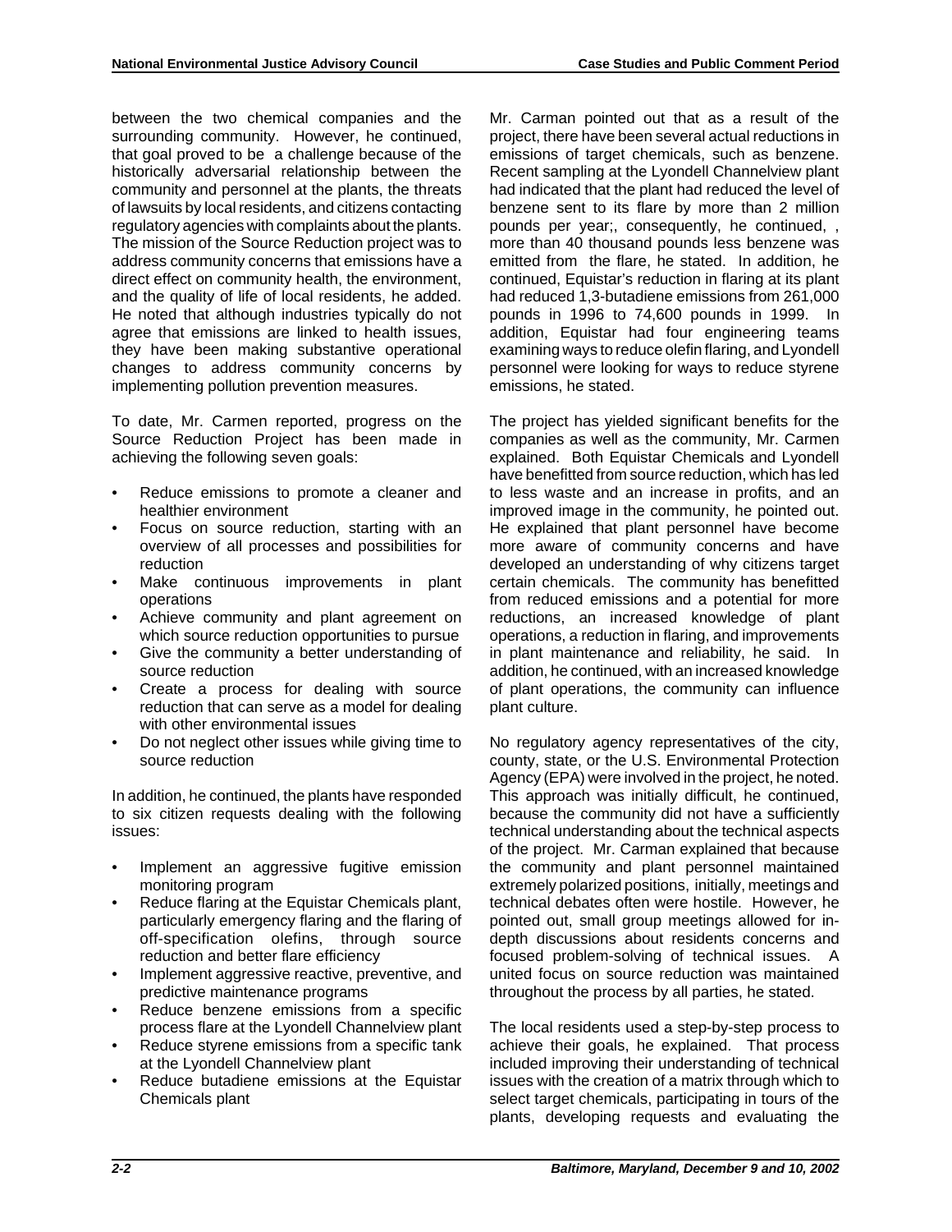between the two chemical companies and the surrounding community. However, he continued, that goal proved to be a challenge because of the historically adversarial relationship between the community and personnel at the plants, the threats of lawsuits by local residents, and citizens contacting regulatory agencies with complaints about the plants. The mission of the Source Reduction project was to address community concerns that emissions have a direct effect on community health, the environment, and the quality of life of local residents, he added. He noted that although industries typically do not agree that emissions are linked to health issues, they have been making substantive operational changes to address community concerns by implementing pollution prevention measures.

To date, Mr. Carmen reported, progress on the Source Reduction Project has been made in achieving the following seven goals:

- Reduce emissions to promote a cleaner and healthier environment
- Focus on source reduction, starting with an overview of all processes and possibilities for reduction
- Make continuous improvements in plant operations
- Achieve community and plant agreement on which source reduction opportunities to pursue
- Give the community a better understanding of source reduction
- Create a process for dealing with source reduction that can serve as a model for dealing with other environmental issues
- Do not neglect other issues while giving time to source reduction

In addition, he continued, the plants have responded to six citizen requests dealing with the following issues:

- Implement an aggressive fugitive emission monitoring program
- Reduce flaring at the Equistar Chemicals plant, particularly emergency flaring and the flaring of off-specification olefins, through source reduction and better flare efficiency
- Implement aggressive reactive, preventive, and predictive maintenance programs
- Reduce benzene emissions from a specific process flare at the Lyondell Channelview plant
- Reduce styrene emissions from a specific tank at the Lyondell Channelview plant
- Reduce butadiene emissions at the Equistar Chemicals plant

Mr. Carman pointed out that as a result of the project, there have been several actual reductions in emissions of target chemicals, such as benzene. Recent sampling at the Lyondell Channelview plant had indicated that the plant had reduced the level of benzene sent to its flare by more than 2 million pounds per year;, consequently, he continued, , more than 40 thousand pounds less benzene was emitted from the flare, he stated. In addition, he continued, Equistar's reduction in flaring at its plant had reduced 1,3-butadiene emissions from 261,000 pounds in 1996 to 74,600 pounds in 1999. In addition, Equistar had four engineering teams examining ways to reduce olefin flaring, and Lyondell personnel were looking for ways to reduce styrene emissions, he stated.

The project has yielded significant benefits for the companies as well as the community, Mr. Carmen explained. Both Equistar Chemicals and Lyondell have benefitted from source reduction, which has led to less waste and an increase in profits, and an improved image in the community, he pointed out. He explained that plant personnel have become more aware of community concerns and have developed an understanding of why citizens target certain chemicals. The community has benefitted from reduced emissions and a potential for more reductions, an increased knowledge of plant operations, a reduction in flaring, and improvements in plant maintenance and reliability, he said. In addition, he continued, with an increased knowledge of plant operations, the community can influence plant culture.

No regulatory agency representatives of the city, county, state, or the U.S. Environmental Protection Agency (EPA) were involved in the project, he noted. This approach was initially difficult, he continued, because the community did not have a sufficiently technical understanding about the technical aspects of the project. Mr. Carman explained that because the community and plant personnel maintained extremely polarized positions, initially, meetings and technical debates often were hostile. However, he pointed out, small group meetings allowed for in-depth discussions about residents concerns and focused problem-solving of technical issues. A united focus on source reduction was maintained throughout the process by all parties, he stated.

The local residents used a step-by-step process to achieve their goals, he explained. That process included improving their understanding of technical issues with the creation of a matrix through which to select target chemicals, participating in tours of the plants, developing requests and evaluating the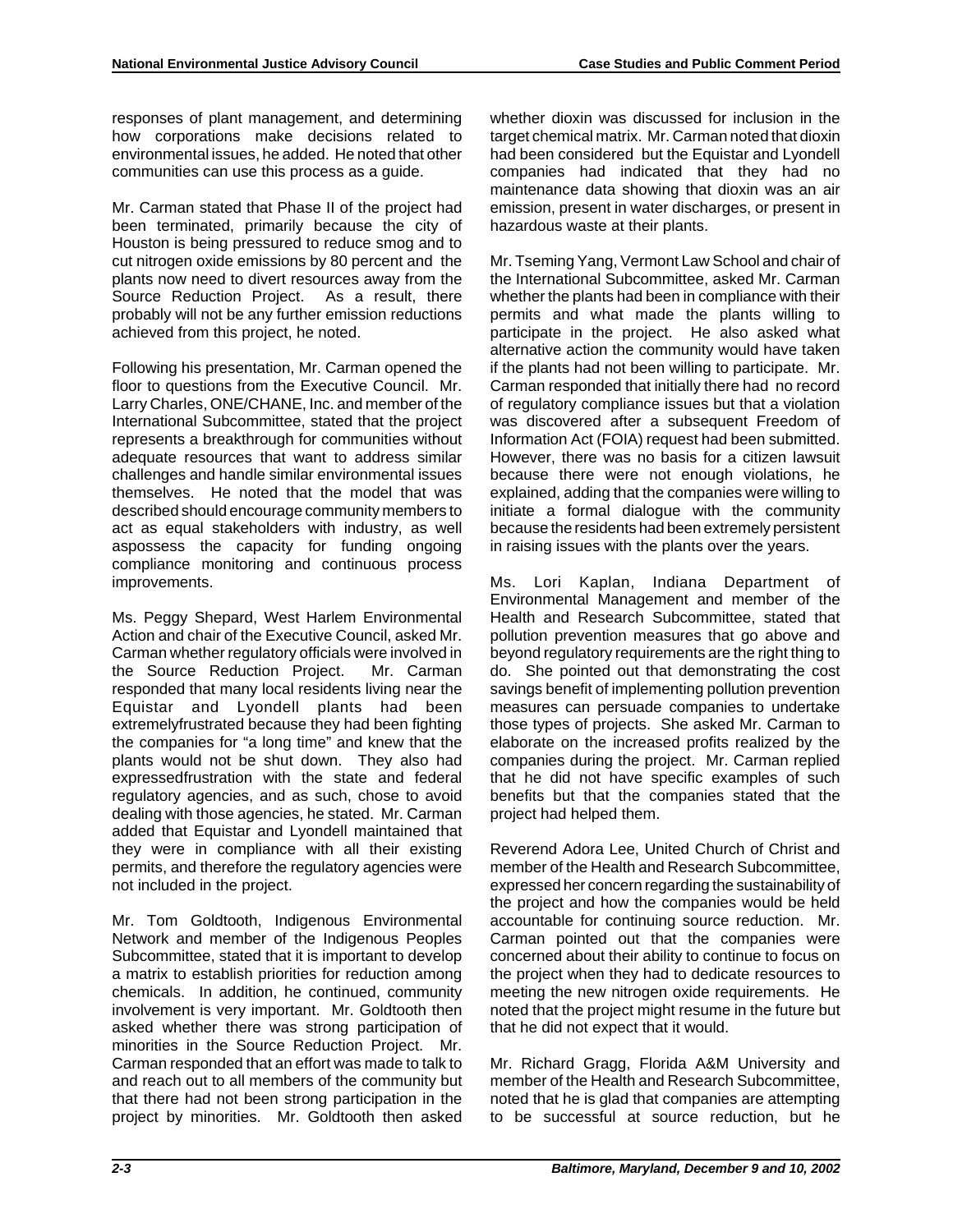responses of plant management, and determining how corporations make decisions related to environmental issues, he added. He noted that other communities can use this process as a guide.

Mr. Carman stated that Phase II of the project had been terminated, primarily because the city of Houston is being pressured to reduce smog and to cut nitrogen oxide emissions by 80 percent and the plants now need to divert resources away from the Source Reduction Project. As a result, there probably will not be any further emission reductions achieved from this project, he noted.

Following his presentation, Mr. Carman opened the floor to questions from the Executive Council. Mr. Larry Charles, ONE/CHANE, Inc. and member of the International Subcommittee, stated that the project represents a breakthrough for communities without adequate resources that want to address similar challenges and handle similar environmental issues themselves. He noted that the model that was described should encourage community members to act as equal stakeholders with industry, as well aspossess the capacity for funding ongoing compliance monitoring and continuous process improvements.

Ms. Peggy Shepard, West Harlem Environmental Action and chair of the Executive Council, asked Mr. Carman whether regulatory officials were involved in the Source Reduction Project. Mr. Carman responded that many local residents living near the Equistar and Lyondell plants had been extremelyfrustrated because they had been fighting the companies for "a long time" and knew that the plants would not be shut down. They also had expressedfrustration with the state and federal regulatory agencies, and as such, chose to avoid dealing with those agencies, he stated. Mr. Carman added that Equistar and Lyondell maintained that they were in compliance with all their existing permits, and therefore the regulatory agencies were not included in the project.

Mr. Tom Goldtooth, Indigenous Environmental Network and member of the Indigenous Peoples Subcommittee, stated that it is important to develop a matrix to establish priorities for reduction among chemicals. In addition, he continued, community involvement is very important. Mr. Goldtooth then asked whether there was strong participation of minorities in the Source Reduction Project. Mr. Carman responded that an effort was made to talk to and reach out to all members of the community but that there had not been strong participation in the project by minorities. Mr. Goldtooth then asked whether dioxin was discussed for inclusion in the target chemical matrix. Mr. Carman noted that dioxin had been considered but the Equistar and Lyondell companies had indicated that they had no maintenance data showing that dioxin was an air emission, present in water discharges, or present in hazardous waste at their plants.

Mr. Tseming Yang, Vermont Law School and chair of the International Subcommittee, asked Mr. Carman whether the plants had been in compliance with their permits and what made the plants willing to participate in the project. He also asked what alternative action the community would have taken if the plants had not been willing to participate. Mr. Carman responded that initially there had no record of regulatory compliance issues but that a violation was discovered after a subsequent Freedom of Information Act (FOIA) request had been submitted. However, there was no basis for a citizen lawsuit because there were not enough violations, he explained, adding that the companies were willing to initiate a formal dialogue with the community because the residents had been extremely persistent in raising issues with the plants over the years.

Ms. Lori Kaplan, Indiana Department of Environmental Management and member of the Health and Research Subcommittee, stated that pollution prevention measures that go above and beyond regulatory requirements are the right thing to do. She pointed out that demonstrating the cost savings benefit of implementing pollution prevention measures can persuade companies to undertake those types of projects. She asked Mr. Carman to elaborate on the increased profits realized by the companies during the project. Mr. Carman replied that he did not have specific examples of such benefits but that the companies stated that the project had helped them.

Reverend Adora Lee, United Church of Christ and member of the Health and Research Subcommittee, expressed her concern regarding the sustainability of the project and how the companies would be held accountable for continuing source reduction. Mr. Carman pointed out that the companies were concerned about their ability to continue to focus on the project when they had to dedicate resources to meeting the new nitrogen oxide requirements. He noted that the project might resume in the future but that he did not expect that it would.

Mr. Richard Gragg, Florida A&M University and member of the Health and Research Subcommittee, noted that he is glad that companies are attempting to be successful at source reduction, but he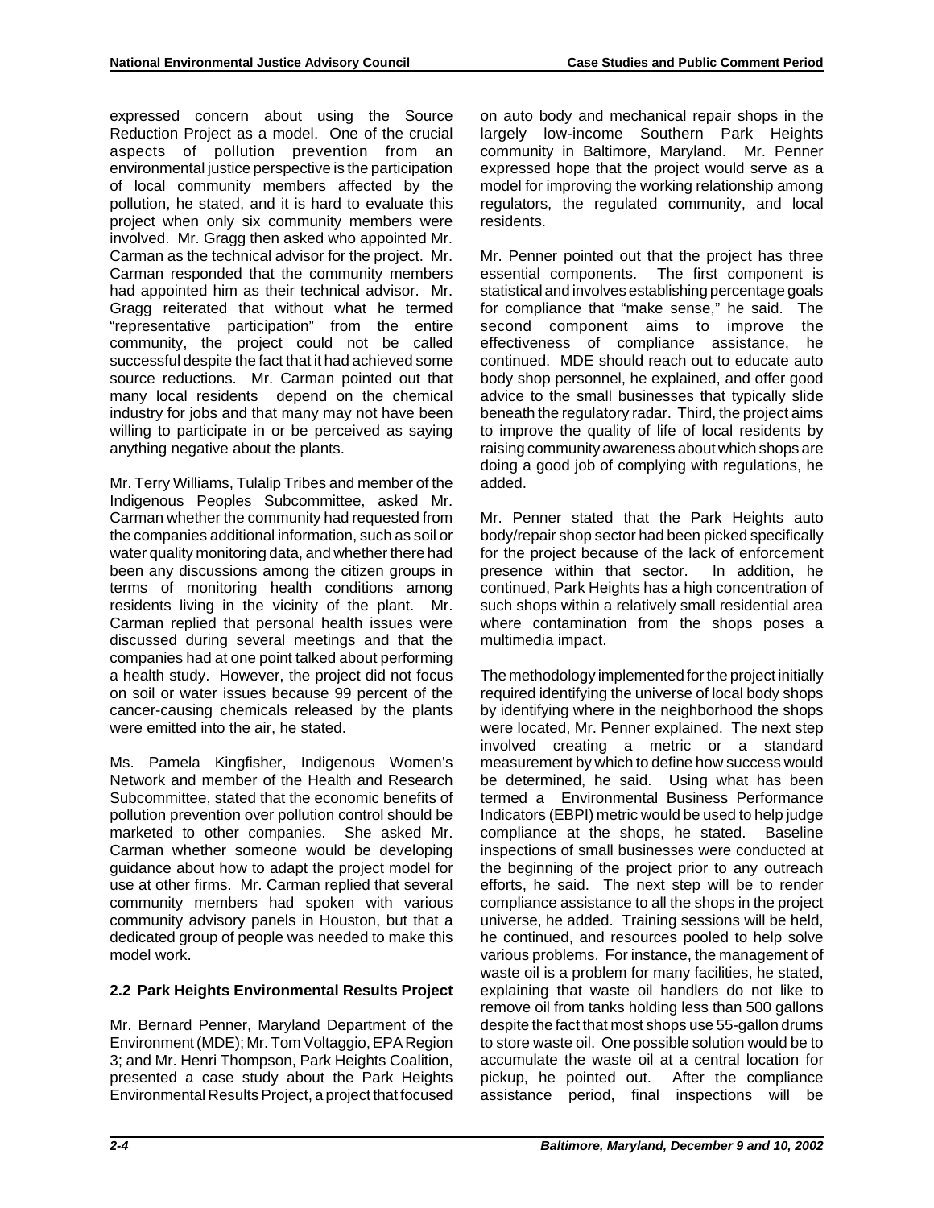expressed concern about using the Source Reduction Project as a model. One of the crucial aspects of pollution prevention from an environmental justice perspective is the participation of local community members affected by the pollution, he stated, and it is hard to evaluate this project when only six community members were involved. Mr. Gragg then asked who appointed Mr. Carman as the technical advisor for the project. Mr. Carman responded that the community members had appointed him as their technical advisor. Mr. Gragg reiterated that without what he termed "representative participation" from the entire community, the project could not be called successful despite the fact that it had achieved some source reductions. Mr. Carman pointed out that many local residents depend on the chemical industry for jobs and that many may not have been willing to participate in or be perceived as saying anything negative about the plants.

Mr. Terry Williams, Tulalip Tribes and member of the Indigenous Peoples Subcommittee, asked Mr. Carman whether the community had requested from the companies additional information, such as soil or water quality monitoring data, and whether there had been any discussions among the citizen groups in terms of monitoring health conditions among residents living in the vicinity of the plant. Mr. Carman replied that personal health issues were discussed during several meetings and that the companies had at one point talked about performing a health study. However, the project did not focus on soil or water issues because 99 percent of the cancer-causing chemicals released by the plants were emitted into the air, he stated.

Ms. Pamela Kingfisher, Indigenous Women's Network and member of the Health and Research Subcommittee, stated that the economic benefits of pollution prevention over pollution control should be marketed to other companies. She asked Mr. Carman whether someone would be developing guidance about how to adapt the project model for use at other firms. Mr. Carman replied that several community members had spoken with various community advisory panels in Houston, but that a dedicated group of people was needed to make this model work.

## 2.2 Park Heights Environmental Results Project

Mr. Bernard Penner, Maryland Department of the Environment (MDE); Mr. Tom Voltaggio, EPA Region 3; and Mr. Henri Thompson, Park Heights Coalition, presented a case study about the Park Heights Environmental Results Project, a project that focused on auto body and mechanical repair shops in the largely low-income Southern Park Heights community in Baltimore, Maryland. Mr. Penner expressed hope that the project would serve as a model for improving the working relationship among regulators, the regulated community, and local residents.

Mr. Penner pointed out that the project has three essential components. The first component is statistical and involves establishing percentage goals for compliance that "make sense," he said. The second component aims to improve the effectiveness of compliance assistance, he continued. MDE should reach out to educate auto body shop personnel, he explained, and offer good advice to the small businesses that typically slide beneath the regulatory radar. Third, the project aims to improve the quality of life of local residents by raising community awareness about which shops are doing a good job of complying with regulations, he added.

Mr. Penner stated that the Park Heights auto body/repair shop sector had been picked specifically for the project because of the lack of enforcement presence within that sector. In addition, he continued, Park Heights has a high concentration of such shops within a relatively small residential area where contamination from the shops poses a multimedia impact.

The methodology implemented for the project initially required identifying the universe of local body shops by identifying where in the neighborhood the shops were located, Mr. Penner explained. The next step involved creating a metric or a standard measurement by which to define how success would be determined, he said. Using what has been termed a Environmental Business Performance Indicators (EBPI) metric would be used to help judge compliance at the shops, he stated. Baseline inspections of small businesses were conducted at the beginning of the project prior to any outreach efforts, he said. The next step will be to render compliance assistance to all the shops in the project universe, he added. Training sessions will be held, he continued, and resources pooled to help solve various problems. For instance, the management of waste oil is a problem for many facilities, he stated, explaining that waste oil handlers do not like to remove oil from tanks holding less than 500 gallons despite the fact that most shops use 55-gallon drums to store waste oil. One possible solution would be to accumulate the waste oil at a central location for pickup, he pointed out. After the compliance assistance period, final inspections will be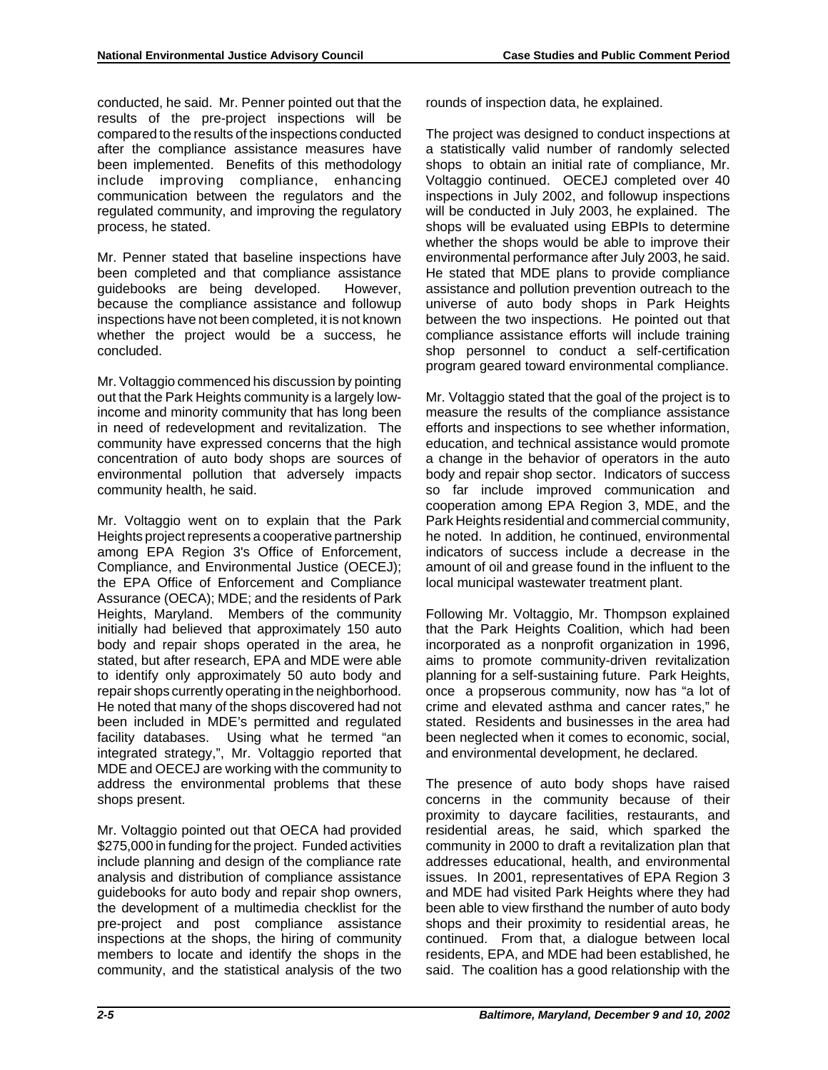conducted, he said. Mr. Penner pointed out that the results of the pre-project inspections will be compared to the results of the inspections conducted after the compliance assistance measures have been implemented. Benefits of this methodology include improving compliance, enhancing communication between the regulators and the regulated community, and improving the regulatory process, he stated.

Mr. Penner stated that baseline inspections have been completed and that compliance assistance guidebooks are being developed. However, because the compliance assistance and followup inspections have not been completed, it is not known whether the project would be a success, he concluded.

Mr. Voltaggio commenced his discussion by pointing out that the Park Heights community is a largely low-income and minority community that has long been in need of redevelopment and revitalization. The community have expressed concerns that the high concentration of auto body shops are sources of environmental pollution that adversely impacts community health, he said.

Mr. Voltaggio went on to explain that the Park Heights project represents a cooperative partnership among EPA Region 3's Office of Enforcement, Compliance, and Environmental Justice (OECEJ); the EPA Office of Enforcement and Compliance Assurance (OECA); MDE; and the residents of Park Heights, Maryland. Members of the community initially had believed that approximately 150 auto body and repair shops operated in the area, he stated, but after research, EPA and MDE were able to identify only approximately 50 auto body and repair shops currently operating in the neighborhood. He noted that many of the shops discovered had not been included in MDE's permitted and regulated facility databases. Using what he termed "an integrated strategy,", Mr. Voltaggio reported that MDE and OECEJ are working with the community to address the environmental problems that these shops present.

Mr. Voltaggio pointed out that OECA had provided $275,000 in funding for the project. Funded activities include planning and design of the compliance rate analysis and distribution of compliance assistance guidebooks for auto body and repair shop owners, the development of a multimedia checklist for the pre-project and post compliance assistance inspections at the shops, the hiring of community members to locate and identify the shops in the community, and the statistical analysis of the two rounds of inspection data, he explained.

The project was designed to conduct inspections at a statistically valid number of randomly selected shops to obtain an initial rate of compliance, Mr. Voltaggio continued. OECEJ completed over 40 inspections in July 2002, and followup inspections will be conducted in July 2003, he explained. The shops will be evaluated using EBPIs to determine whether the shops would be able to improve their environmental performance after July 2003, he said. He stated that MDE plans to provide compliance assistance and pollution prevention outreach to the universe of auto body shops in Park Heights between the two inspections. He pointed out that compliance assistance efforts will include training shop personnel to conduct a self-certification program geared toward environmental compliance.

Mr. Voltaggio stated that the goal of the project is to measure the results of the compliance assistance efforts and inspections to see whether information, education, and technical assistance would promote a change in the behavior of operators in the auto body and repair shop sector. Indicators of success so far include improved communication and cooperation among EPA Region 3, MDE, and the Park Heights residential and commercial community, he noted. In addition, he continued, environmental indicators of success include a decrease in the amount of oil and grease found in the influent to the local municipal wastewater treatment plant.

Following Mr. Voltaggio, Mr. Thompson explained that the Park Heights Coalition, which had been incorporated as a nonprofit organization in 1996, aims to promote community-driven revitalization planning for a self-sustaining future. Park Heights, once a propserous community, now has "a lot of crime and elevated asthma and cancer rates," he stated. Residents and businesses in the area had been neglected when it comes to economic, social, and environmental development, he declared.

The presence of auto body shops have raised concerns in the community because of their proximity to daycare facilities, restaurants, and residential areas, he said, which sparked the community in 2000 to draft a revitalization plan that addresses educational, health, and environmental issues. In 2001, representatives of EPA Region 3 and MDE had visited Park Heights where they had been able to view firsthand the number of auto body shops and their proximity to residential areas, he continued. From that, a dialogue between local residents, EPA, and MDE had been established, he said. The coalition has a good relationship with the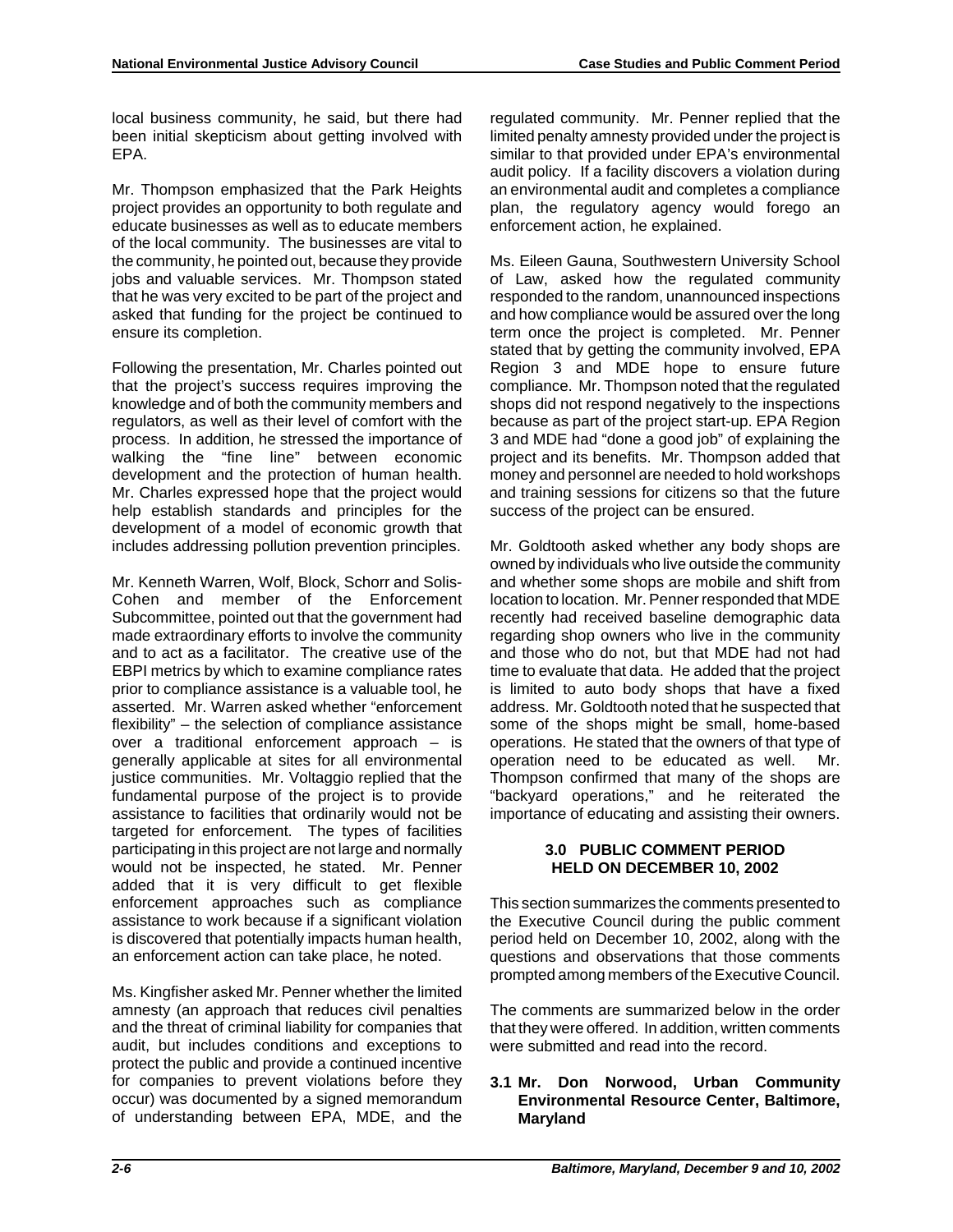local business community, he said, but there had been initial skepticism about getting involved with EPA.

Mr. Thompson emphasized that the Park Heights project provides an opportunity to both regulate and educate businesses as well as to educate members of the local community. The businesses are vital to the community, he pointed out, because they provide jobs and valuable services. Mr. Thompson stated that he was very excited to be part of the project and asked that funding for the project be continued to ensure its completion.

Following the presentation, Mr. Charles pointed out that the project's success requires improving the knowledge and of both the community members and regulators, as well as their level of comfort with the process. In addition, he stressed the importance of walking the "fine line" between economic development and the protection of human health. Mr. Charles expressed hope that the project would help establish standards and principles for the development of a model of economic growth that includes addressing pollution prevention principles.

Mr. Kenneth Warren, Wolf, Block, Schorr and Solis-Cohen and member of the Enforcement Subcommittee, pointed out that the government had made extraordinary efforts to involve the community and to act as a facilitator. The creative use of the EBPI metrics by which to examine compliance rates prior to compliance assistance is a valuable tool, he asserted. Mr. Warren asked whether "enforcement flexibility" – the selection of compliance assistance over a traditional enforcement approach – is generally applicable at sites for all environmental justice communities. Mr. Voltaggio replied that the fundamental purpose of the project is to provide assistance to facilities that ordinarily would not be targeted for enforcement. The types of facilities participating in this project are not large and normally would not be inspected, he stated. Mr. Penner added that it is very difficult to get flexible enforcement approaches such as compliance assistance to work because if a significant violation is discovered that potentially impacts human health, an enforcement action can take place, he noted.

Ms. Kingfisher asked Mr. Penner whether the limited amnesty (an approach that reduces civil penalties and the threat of criminal liability for companies that audit, but includes conditions and exceptions to protect the public and provide a continued incentive for companies to prevent violations before they occur) was documented by a signed memorandum of understanding between EPA, MDE, and the regulated community. Mr. Penner replied that the limited penalty amnesty provided under the project is similar to that provided under EPA's environmental audit policy. If a facility discovers a violation during an environmental audit and completes a compliance plan, the regulatory agency would forego an enforcement action, he explained.

Ms. Eileen Gauna, Southwestern University School of Law, asked how the regulated community responded to the random, unannounced inspections and how compliance would be assured over the long term once the project is completed. Mr. Penner stated that by getting the community involved, EPA Region 3 and MDE hope to ensure future compliance. Mr. Thompson noted that the regulated shops did not respond negatively to the inspections because as part of the project start-up. EPA Region 3 and MDE had "done a good job" of explaining the project and its benefits. Mr. Thompson added that money and personnel are needed to hold workshops and training sessions for citizens so that the future success of the project can be ensured.

Mr. Goldtooth asked whether any body shops are owned by individuals who live outside the community and whether some shops are mobile and shift from location to location. Mr. Penner responded that MDE recently had received baseline demographic data regarding shop owners who live in the community and those who do not, but that MDE had not had time to evaluate that data. He added that the project is limited to auto body shops that have a fixed address. Mr. Goldtooth noted that he suspected that some of the shops might be small, home-based operations. He stated that the owners of that type of operation need to be educated as well. Mr. Thompson confirmed that many of the shops are "backyard operations," and he reiterated the importance of educating and assisting their owners.

## 3.0 PUBLIC COMMENT PERIOD HELD ON DECEMBER 10, 2002

This section summarizes the comments presented to the Executive Council during the public comment period held on December 10, 2002, along with the questions and observations that those comments prompted among members of the Executive Council.

The comments are summarized below in the order that they were offered. In addition, written comments were submitted and read into the record.

### 3.1 Mr. Don Norwood, Urban Community Environmental Resource Center, Baltimore, Maryland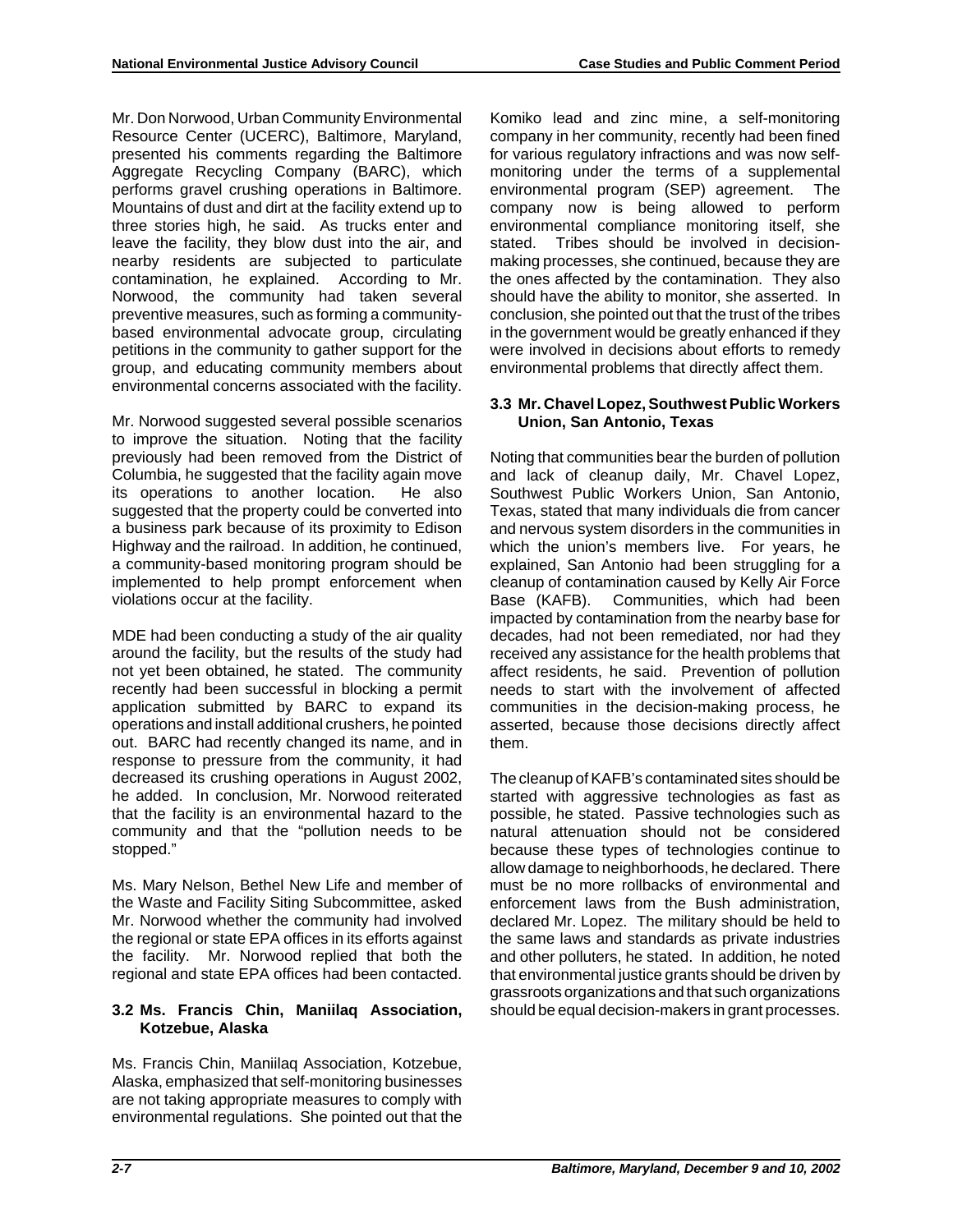Mr. Don Norwood, Urban Community Environmental Resource Center (UCERC), Baltimore, Maryland, presented his comments regarding the Baltimore Aggregate Recycling Company (BARC), which performs gravel crushing operations in Baltimore. Mountains of dust and dirt at the facility extend up to three stories high, he said. As trucks enter and leave the facility, they blow dust into the air, and nearby residents are subjected to particulate contamination, he explained. According to Mr. Norwood, the community had taken several preventive measures, such as forming a community-based environmental advocate group, circulating petitions in the community to gather support for the group, and educating community members about environmental concerns associated with the facility.

Mr. Norwood suggested several possible scenarios to improve the situation. Noting that the facility previously had been removed from the District of Columbia, he suggested that the facility again move its operations to another location. He also suggested that the property could be converted into a business park because of its proximity to Edison Highway and the railroad. In addition, he continued, a community-based monitoring program should be implemented to help prompt enforcement when violations occur at the facility.

MDE had been conducting a study of the air quality around the facility, but the results of the study had not yet been obtained, he stated. The community recently had been successful in blocking a permit application submitted by BARC to expand its operations and install additional crushers, he pointed out. BARC had recently changed its name, and in response to pressure from the community, it had decreased its crushing operations in August 2002, he added. In conclusion, Mr. Norwood reiterated that the facility is an environmental hazard to the community and that the "pollution needs to be stopped."

Ms. Mary Nelson, Bethel New Life and member of the Waste and Facility Siting Subcommittee, asked Mr. Norwood whether the community had involved the regional or state EPA offices in its efforts against the facility. Mr. Norwood replied that both the regional and state EPA offices had been contacted.

### 3.2 Ms. Francis Chin, Maniilaq Association, Kotzebue, Alaska

Ms. Francis Chin, Maniilaq Association, Kotzebue, Alaska, emphasized that self-monitoring businesses are not taking appropriate measures to comply with environmental regulations. She pointed out that the Komiko lead and zinc mine, a self-monitoring company in her community, recently had been fined for various regulatory infractions and was now self-monitoring under the terms of a supplemental environmental program (SEP) agreement. The company now is being allowed to perform environmental compliance monitoring itself, she stated. Tribes should be involved in decision-making processes, she continued, because they are the ones affected by the contamination. They also should have the ability to monitor, she asserted. In conclusion, she pointed out that the trust of the tribes in the government would be greatly enhanced if they were involved in decisions about efforts to remedy environmental problems that directly affect them.

### 3.3 Mr. Chavel Lopez, Southwest Public Workers Union, San Antonio, Texas

Noting that communities bear the burden of pollution and lack of cleanup daily, Mr. Chavel Lopez, Southwest Public Workers Union, San Antonio, Texas, stated that many individuals die from cancer and nervous system disorders in the communities in which the union's members live. For years, he explained, San Antonio had been struggling for a cleanup of contamination caused by Kelly Air Force Base (KAFB). Communities, which had been impacted by contamination from the nearby base for decades, had not been remediated, nor had they received any assistance for the health problems that affect residents, he said. Prevention of pollution needs to start with the involvement of affected communities in the decision-making process, he asserted, because those decisions directly affect them.

The cleanup of KAFB's contaminated sites should be started with aggressive technologies as fast as possible, he stated. Passive technologies such as natural attenuation should not be considered because these types of technologies continue to allow damage to neighborhoods, he declared. There must be no more rollbacks of environmental and enforcement laws from the Bush administration, declared Mr. Lopez. The military should be held to the same laws and standards as private industries and other polluters, he stated. In addition, he noted that environmental justice grants should be driven by grassroots organizations and that such organizations should be equal decision-makers in grant processes.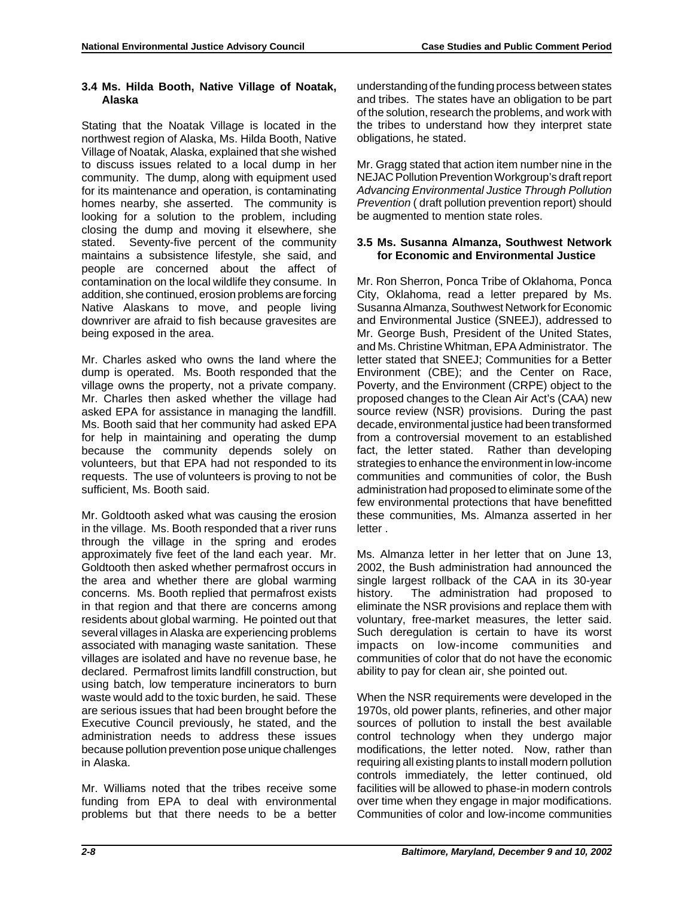### 3.4 Ms. Hilda Booth, Native Village of Noatak, Alaska

Stating that the Noatak Village is located in the northwest region of Alaska, Ms. Hilda Booth, Native Village of Noatak, Alaska, explained that she wished to discuss issues related to a local dump in her community. The dump, along with equipment used for its maintenance and operation, is contaminating homes nearby, she asserted. The community is looking for a solution to the problem, including closing the dump and moving it elsewhere, she stated. Seventy-five percent of the community maintains a subsistence lifestyle, she said, and people are concerned about the affect of contamination on the local wildlife they consume. In addition, she continued, erosion problems are forcing Native Alaskans to move, and people living downriver are afraid to fish because gravesites are being exposed in the area.

Mr. Charles asked who owns the land where the dump is operated. Ms. Booth responded that the village owns the property, not a private company. Mr. Charles then asked whether the village had asked EPA for assistance in managing the landfill. Ms. Booth said that her community had asked EPA for help in maintaining and operating the dump because the community depends solely on volunteers, but that EPA had not responded to its requests. The use of volunteers is proving to not be sufficient, Ms. Booth said.

Mr. Goldtooth asked what was causing the erosion in the village. Ms. Booth responded that a river runs through the village in the spring and erodes approximately five feet of the land each year. Mr. Goldtooth then asked whether permafrost occurs in the area and whether there are global warming concerns. Ms. Booth replied that permafrost exists in that region and that there are concerns among residents about global warming. He pointed out that several villages in Alaska are experiencing problems associated with managing waste sanitation. These villages are isolated and have no revenue base, he declared. Permafrost limits landfill construction, but using batch, low temperature incinerators to burn waste would add to the toxic burden, he said. These are serious issues that had been brought before the Executive Council previously, he stated, and the administration needs to address these issues because pollution prevention pose unique challenges in Alaska.

Mr. Williams noted that the tribes receive some funding from EPA to deal with environmental problems but that there needs to be a better understanding of the funding process between states and tribes. The states have an obligation to be part of the solution, research the problems, and work with the tribes to understand how they interpret state obligations, he stated.

Mr. Gragg stated that action item number nine in the NEJAC Pollution Prevention Workgroup's draft report *Advancing Environmental Justice Through Pollution Prevention* ( draft pollution prevention report) should be augmented to mention state roles.

### 3.5 Ms. Susanna Almanza, Southwest Network for Economic and Environmental Justice

Mr. Ron Sherron, Ponca Tribe of Oklahoma, Ponca City, Oklahoma, read a letter prepared by Ms. Susanna Almanza, Southwest Network for Economic and Environmental Justice (SNEEJ), addressed to Mr. George Bush, President of the United States, and Ms. Christine Whitman, EPA Administrator. The letter stated that SNEEJ; Communities for a Better Environment (CBE); and the Center on Race, Poverty, and the Environment (CRPE) object to the proposed changes to the Clean Air Act's (CAA) new source review (NSR) provisions. During the past decade, environmental justice had been transformed from a controversial movement to an established fact, the letter stated. Rather than developing strategies to enhance the environment in low-income communities and communities of color, the Bush administration had proposed to eliminate some of the few environmental protections that have benefitted these communities, Ms. Almanza asserted in her letter .

Ms. Almanza letter in her letter that on June 13, 2002, the Bush administration had announced the single largest rollback of the CAA in its 30-year history. The administration had proposed to eliminate the NSR provisions and replace them with voluntary, free-market measures, the letter said. Such deregulation is certain to have its worst impacts on low-income communities and communities of color that do not have the economic ability to pay for clean air, she pointed out.

When the NSR requirements were developed in the 1970s, old power plants, refineries, and other major sources of pollution to install the best available control technology when they undergo major modifications, the letter noted. Now, rather than requiring all existing plants to install modern pollution controls immediately, the letter continued, old facilities will be allowed to phase-in modern controls over time when they engage in major modifications. Communities of color and low-income communities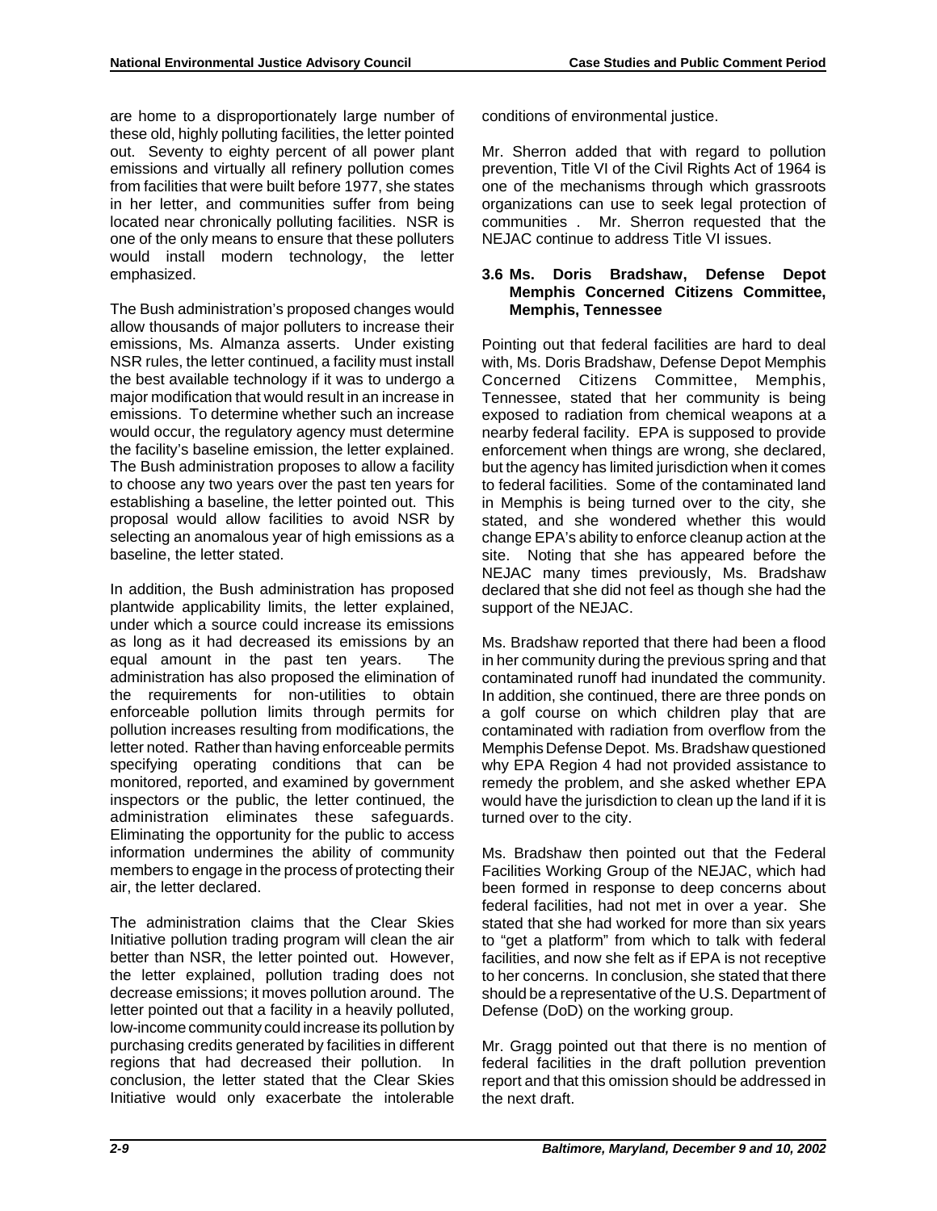are home to a disproportionately large number of these old, highly polluting facilities, the letter pointed out. Seventy to eighty percent of all power plant emissions and virtually all refinery pollution comes from facilities that were built before 1977, she states in her letter, and communities suffer from being located near chronically polluting facilities. NSR is one of the only means to ensure that these polluters would install modern technology, the letter emphasized.

The Bush administration's proposed changes would allow thousands of major polluters to increase their emissions, Ms. Almanza asserts. Under existing NSR rules, the letter continued, a facility must install the best available technology if it was to undergo a major modification that would result in an increase in emissions. To determine whether such an increase would occur, the regulatory agency must determine the facility's baseline emission, the letter explained. The Bush administration proposes to allow a facility to choose any two years over the past ten years for establishing a baseline, the letter pointed out. This proposal would allow facilities to avoid NSR by selecting an anomalous year of high emissions as a baseline, the letter stated.

In addition, the Bush administration has proposed plantwide applicability limits, the letter explained, under which a source could increase its emissions as long as it had decreased its emissions by an equal amount in the past ten years. The administration has also proposed the elimination of the requirements for non-utilities to obtain enforceable pollution limits through permits for pollution increases resulting from modifications, the letter noted. Rather than having enforceable permits specifying operating conditions that can be monitored, reported, and examined by government inspectors or the public, the letter continued, the administration eliminates these safeguards. Eliminating the opportunity for the public to access information undermines the ability of community members to engage in the process of protecting their air, the letter declared.

The administration claims that the Clear Skies Initiative pollution trading program will clean the air better than NSR, the letter pointed out. However, the letter explained, pollution trading does not decrease emissions; it moves pollution around. The letter pointed out that a facility in a heavily polluted, low-income community could increase its pollution by purchasing credits generated by facilities in different regions that had decreased their pollution. In conclusion, the letter stated that the Clear Skies Initiative would only exacerbate the intolerable conditions of environmental justice.

Mr. Sherron added that with regard to pollution prevention, Title VI of the Civil Rights Act of 1964 is one of the mechanisms through which grassroots organizations can use to seek legal protection of communities . Mr. Sherron requested that the NEJAC continue to address Title VI issues.

### 3.6 Ms. Doris Bradshaw, Defense Depot Memphis Concerned Citizens Committee, Memphis, Tennessee

Pointing out that federal facilities are hard to deal with, Ms. Doris Bradshaw, Defense Depot Memphis Concerned Citizens Committee, Memphis, Tennessee, stated that her community is being exposed to radiation from chemical weapons at a nearby federal facility. EPA is supposed to provide enforcement when things are wrong, she declared, but the agency has limited jurisdiction when it comes to federal facilities. Some of the contaminated land in Memphis is being turned over to the city, she stated, and she wondered whether this would change EPA's ability to enforce cleanup action at the site. Noting that she has appeared before the NEJAC many times previously, Ms. Bradshaw declared that she did not feel as though she had the support of the NEJAC.

Ms. Bradshaw reported that there had been a flood in her community during the previous spring and that contaminated runoff had inundated the community. In addition, she continued, there are three ponds on a golf course on which children play that are contaminated with radiation from overflow from the Memphis Defense Depot. Ms. Bradshaw questioned why EPA Region 4 had not provided assistance to remedy the problem, and she asked whether EPA would have the jurisdiction to clean up the land if it is turned over to the city.

Ms. Bradshaw then pointed out that the Federal Facilities Working Group of the NEJAC, which had been formed in response to deep concerns about federal facilities, had not met in over a year. She stated that she had worked for more than six years to "get a platform" from which to talk with federal facilities, and now she felt as if EPA is not receptive to her concerns. In conclusion, she stated that there should be a representative of the U.S. Department of Defense (DoD) on the working group.

Mr. Gragg pointed out that there is no mention of federal facilities in the draft pollution prevention report and that this omission should be addressed in the next draft.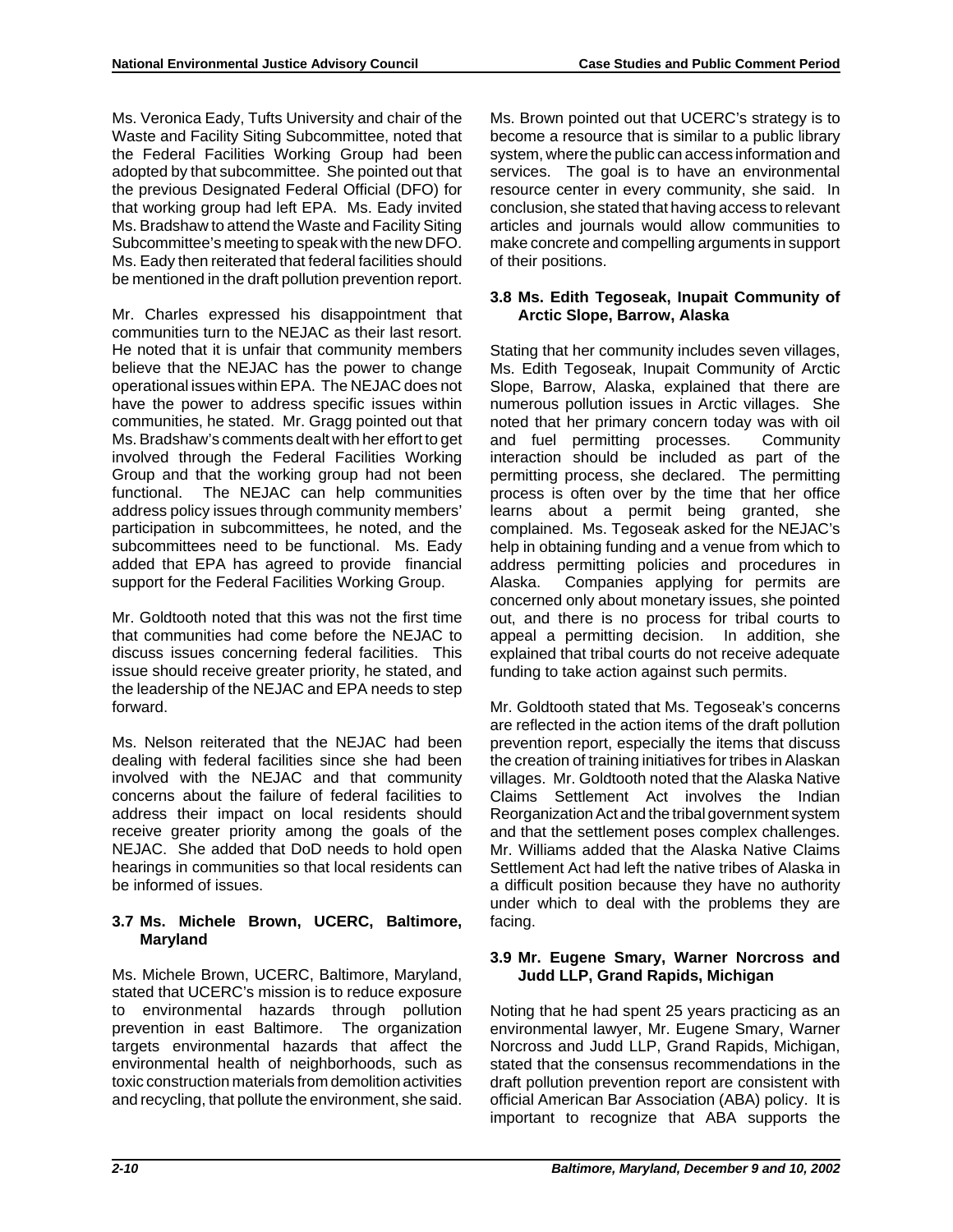Ms. Veronica Eady, Tufts University and chair of the Waste and Facility Siting Subcommittee, noted that the Federal Facilities Working Group had been adopted by that subcommittee. She pointed out that the previous Designated Federal Official (DFO) for that working group had left EPA. Ms. Eady invited Ms. Bradshaw to attend the Waste and Facility Siting Subcommittee's meeting to speak with the new DFO. Ms. Eady then reiterated that federal facilities should be mentioned in the draft pollution prevention report.

Mr. Charles expressed his disappointment that communities turn to the NEJAC as their last resort. He noted that it is unfair that community members believe that the NEJAC has the power to change operational issues within EPA. The NEJAC does not have the power to address specific issues within communities, he stated. Mr. Gragg pointed out that Ms. Bradshaw's comments dealt with her effort to get involved through the Federal Facilities Working Group and that the working group had not been functional. The NEJAC can help communities address policy issues through community members' participation in subcommittees, he noted, and the subcommittees need to be functional. Ms. Eady added that EPA has agreed to provide financial support for the Federal Facilities Working Group.

Mr. Goldtooth noted that this was not the first time that communities had come before the NEJAC to discuss issues concerning federal facilities. This issue should receive greater priority, he stated, and the leadership of the NEJAC and EPA needs to step forward.

Ms. Nelson reiterated that the NEJAC had been dealing with federal facilities since she had been involved with the NEJAC and that community concerns about the failure of federal facilities to address their impact on local residents should receive greater priority among the goals of the NEJAC. She added that DoD needs to hold open hearings in communities so that local residents can be informed of issues.

### 3.7 Ms. Michele Brown, UCERC, Baltimore, Maryland

Ms. Michele Brown, UCERC, Baltimore, Maryland, stated that UCERC's mission is to reduce exposure to environmental hazards through pollution prevention in east Baltimore. The organization targets environmental hazards that affect the environmental health of neighborhoods, such as toxic construction materials from demolition activities and recycling, that pollute the environment, she said.

Ms. Brown pointed out that UCERC's strategy is to become a resource that is similar to a public library system, where the public can access information and services. The goal is to have an environmental resource center in every community, she said. In conclusion, she stated that having access to relevant articles and journals would allow communities to make concrete and compelling arguments in support of their positions.

### 3.8 Ms. Edith Tegoseak, Inupait Community of Arctic Slope, Barrow, Alaska

Stating that her community includes seven villages, Ms. Edith Tegoseak, Inupait Community of Arctic Slope, Barrow, Alaska, explained that there are numerous pollution issues in Arctic villages. She noted that her primary concern today was with oil and fuel permitting processes. Community interaction should be included as part of the permitting process, she declared. The permitting process is often over by the time that her office learns about a permit being granted, she complained. Ms. Tegoseak asked for the NEJAC's help in obtaining funding and a venue from which to address permitting policies and procedures in Alaska. Companies applying for permits are concerned only about monetary issues, she pointed out, and there is no process for tribal courts to appeal a permitting decision. In addition, she explained that tribal courts do not receive adequate funding to take action against such permits.

Mr. Goldtooth stated that Ms. Tegoseak's concerns are reflected in the action items of the draft pollution prevention report, especially the items that discuss the creation of training initiatives for tribes in Alaskan villages. Mr. Goldtooth noted that the Alaska Native Claims Settlement Act involves the Indian Reorganization Act and the tribal government system and that the settlement poses complex challenges. Mr. Williams added that the Alaska Native Claims Settlement Act had left the native tribes of Alaska in a difficult position because they have no authority under which to deal with the problems they are facing.

### 3.9 Mr. Eugene Smary, Warner Norcross and Judd LLP, Grand Rapids, Michigan

Noting that he had spent 25 years practicing as an environmental lawyer, Mr. Eugene Smary, Warner Norcross and Judd LLP, Grand Rapids, Michigan, stated that the consensus recommendations in the draft pollution prevention report are consistent with official American Bar Association (ABA) policy. It is important to recognize that ABA supports the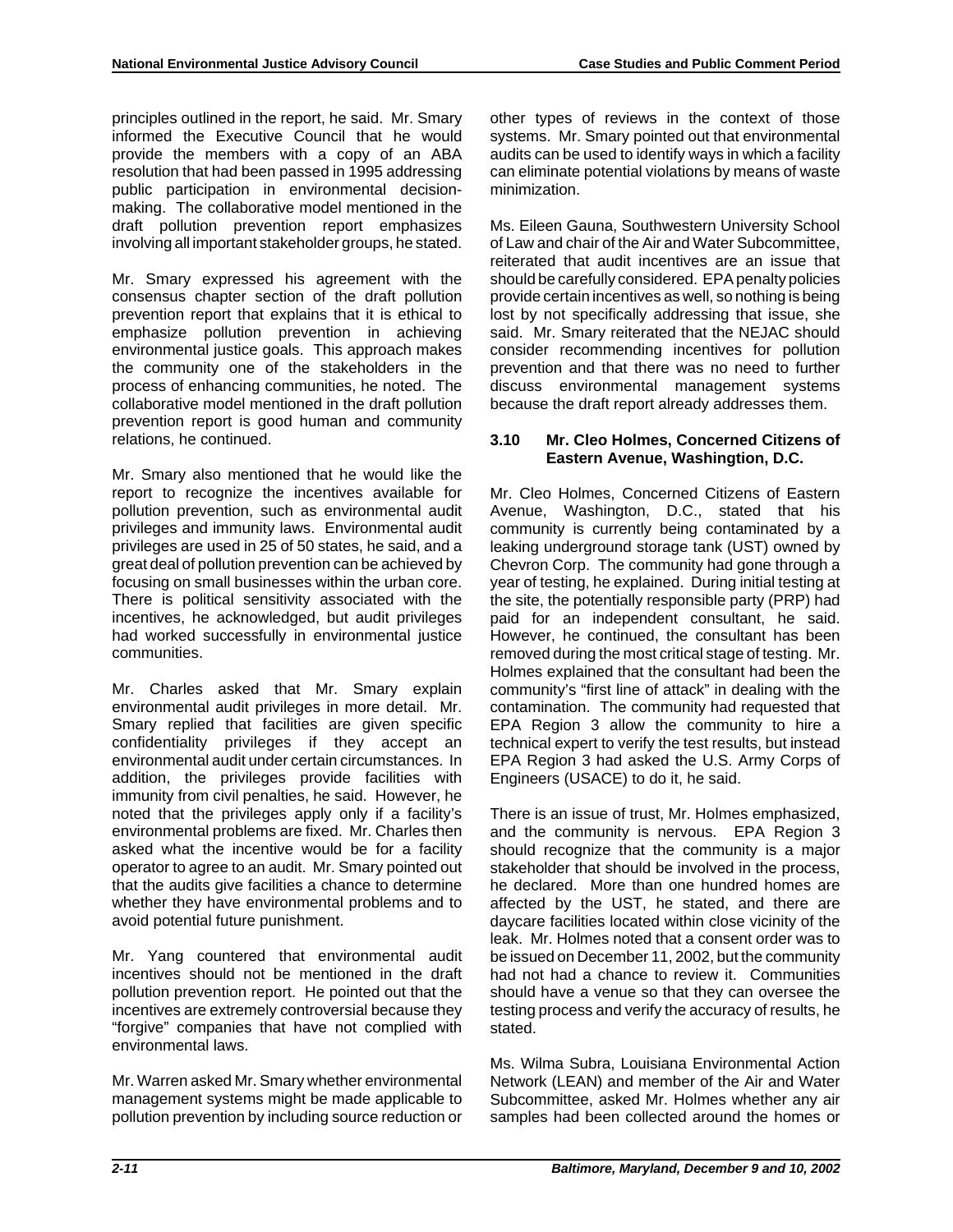principles outlined in the report, he said. Mr. Smary informed the Executive Council that he would provide the members with a copy of an ABA resolution that had been passed in 1995 addressing public participation in environmental decision-making. The collaborative model mentioned in the draft pollution prevention report emphasizes involving all important stakeholder groups, he stated.

Mr. Smary expressed his agreement with the consensus chapter section of the draft pollution prevention report that explains that it is ethical to emphasize pollution prevention in achieving environmental justice goals. This approach makes the community one of the stakeholders in the process of enhancing communities, he noted. The collaborative model mentioned in the draft pollution prevention report is good human and community relations, he continued.

Mr. Smary also mentioned that he would like the report to recognize the incentives available for pollution prevention, such as environmental audit privileges and immunity laws. Environmental audit privileges are used in 25 of 50 states, he said, and a great deal of pollution prevention can be achieved by focusing on small businesses within the urban core. There is political sensitivity associated with the incentives, he acknowledged, but audit privileges had worked successfully in environmental justice communities.

Mr. Charles asked that Mr. Smary explain environmental audit privileges in more detail. Mr. Smary replied that facilities are given specific confidentiality privileges if they accept an environmental audit under certain circumstances. In addition, the privileges provide facilities with immunity from civil penalties, he said. However, he noted that the privileges apply only if a facility's environmental problems are fixed. Mr. Charles then asked what the incentive would be for a facility operator to agree to an audit. Mr. Smary pointed out that the audits give facilities a chance to determine whether they have environmental problems and to avoid potential future punishment.

Mr. Yang countered that environmental audit incentives should not be mentioned in the draft pollution prevention report. He pointed out that the incentives are extremely controversial because they "forgive" companies that have not complied with environmental laws.

Mr. Warren asked Mr. Smary whether environmental management systems might be made applicable to pollution prevention by including source reduction or other types of reviews in the context of those systems. Mr. Smary pointed out that environmental audits can be used to identify ways in which a facility can eliminate potential violations by means of waste minimization.

Ms. Eileen Gauna, Southwestern University School of Law and chair of the Air and Water Subcommittee, reiterated that audit incentives are an issue that should be carefully considered. EPA penalty policies provide certain incentives as well, so nothing is being lost by not specifically addressing that issue, she said. Mr. Smary reiterated that the NEJAC should consider recommending incentives for pollution prevention and that there was no need to further discuss environmental management systems because the draft report already addresses them.

### 3.10 Mr. Cleo Holmes, Concerned Citizens of Eastern Avenue, Washingtion, D.C.

Mr. Cleo Holmes, Concerned Citizens of Eastern Avenue, Washington, D.C., stated that his community is currently being contaminated by a leaking underground storage tank (UST) owned by Chevron Corp. The community had gone through a year of testing, he explained. During initial testing at the site, the potentially responsible party (PRP) had paid for an independent consultant, he said. However, he continued, the consultant has been removed during the most critical stage of testing. Mr. Holmes explained that the consultant had been the community's "first line of attack" in dealing with the contamination. The community had requested that EPA Region 3 allow the community to hire a technical expert to verify the test results, but instead EPA Region 3 had asked the U.S. Army Corps of Engineers (USACE) to do it, he said.

There is an issue of trust, Mr. Holmes emphasized, and the community is nervous. EPA Region 3 should recognize that the community is a major stakeholder that should be involved in the process, he declared. More than one hundred homes are affected by the UST, he stated, and there are daycare facilities located within close vicinity of the leak. Mr. Holmes noted that a consent order was to be issued on December 11, 2002, but the community had not had a chance to review it. Communities should have a venue so that they can oversee the testing process and verify the accuracy of results, he stated.

Ms. Wilma Subra, Louisiana Environmental Action Network (LEAN) and member of the Air and Water Subcommittee, asked Mr. Holmes whether any air samples had been collected around the homes or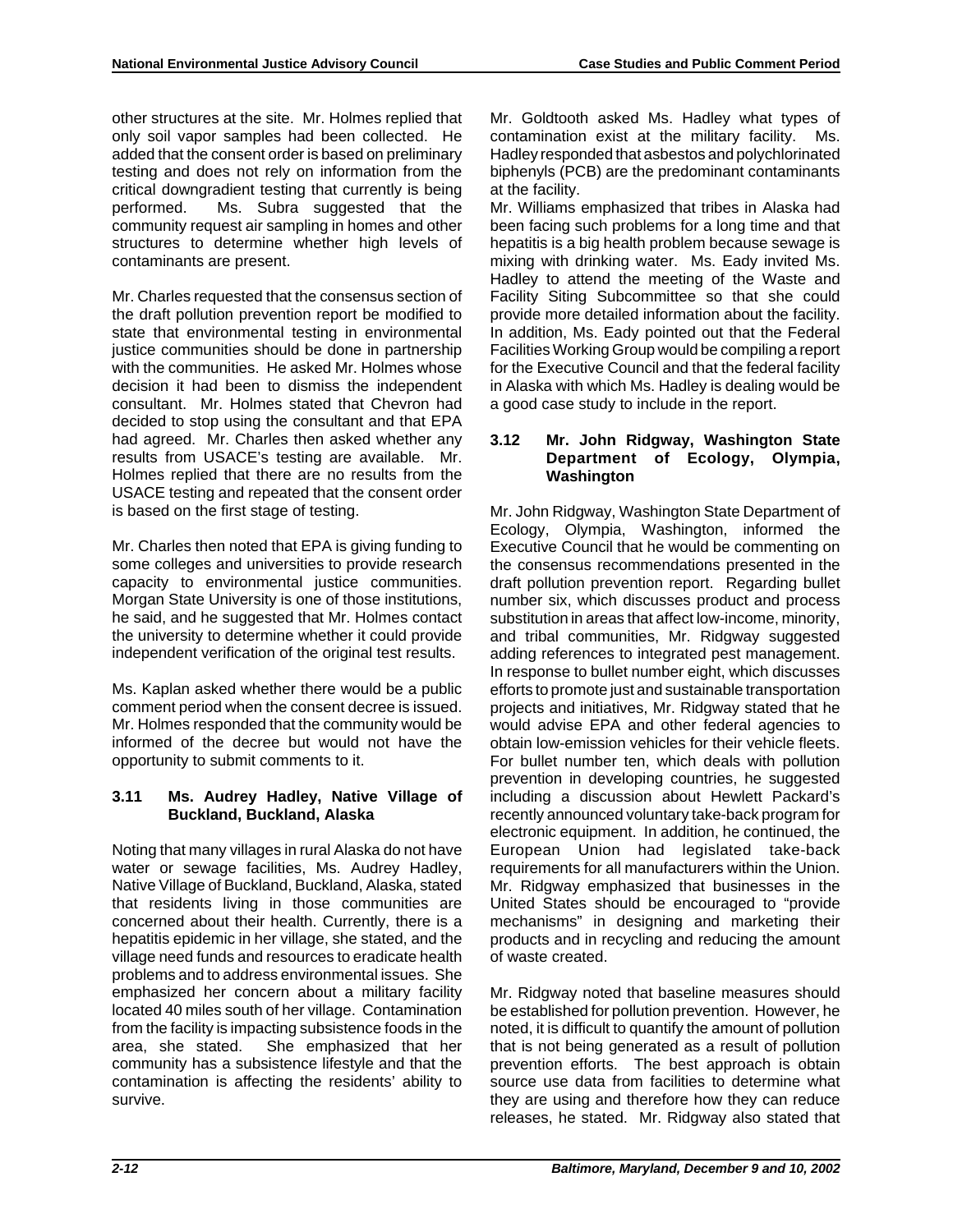other structures at the site. Mr. Holmes replied that only soil vapor samples had been collected. He added that the consent order is based on preliminary testing and does not rely on information from the critical downgradient testing that currently is being performed. Ms. Subra suggested that the community request air sampling in homes and other structures to determine whether high levels of contaminants are present.

Mr. Charles requested that the consensus section of the draft pollution prevention report be modified to state that environmental testing in environmental justice communities should be done in partnership with the communities. He asked Mr. Holmes whose decision it had been to dismiss the independent consultant. Mr. Holmes stated that Chevron had decided to stop using the consultant and that EPA had agreed. Mr. Charles then asked whether any results from USACE's testing are available. Mr. Holmes replied that there are no results from the USACE testing and repeated that the consent order is based on the first stage of testing.

Mr. Charles then noted that EPA is giving funding to some colleges and universities to provide research capacity to environmental justice communities. Morgan State University is one of those institutions, he said, and he suggested that Mr. Holmes contact the university to determine whether it could provide independent verification of the original test results.

Ms. Kaplan asked whether there would be a public comment period when the consent decree is issued. Mr. Holmes responded that the community would be informed of the decree but would not have the opportunity to submit comments to it.

### 3.11 Ms. Audrey Hadley, Native Village of Buckland, Buckland, Alaska

Noting that many villages in rural Alaska do not have water or sewage facilities, Ms. Audrey Hadley, Native Village of Buckland, Buckland, Alaska, stated that residents living in those communities are concerned about their health. Currently, there is a hepatitis epidemic in her village, she stated, and the village need funds and resources to eradicate health problems and to address environmental issues. She emphasized her concern about a military facility located 40 miles south of her village. Contamination from the facility is impacting subsistence foods in the area, she stated. She emphasized that her community has a subsistence lifestyle and that the contamination is affecting the residents' ability to survive.

Mr. Goldtooth asked Ms. Hadley what types of contamination exist at the military facility. Ms. Hadley responded that asbestos and polychlorinated biphenyls (PCB) are the predominant contaminants at the facility.

Mr. Williams emphasized that tribes in Alaska had been facing such problems for a long time and that hepatitis is a big health problem because sewage is mixing with drinking water. Ms. Eady invited Ms. Hadley to attend the meeting of the Waste and Facility Siting Subcommittee so that she could provide more detailed information about the facility. In addition, Ms. Eady pointed out that the Federal Facilities Working Group would be compiling a report for the Executive Council and that the federal facility in Alaska with which Ms. Hadley is dealing would be a good case study to include in the report.

### 3.12 Mr. John Ridgway, Washington State Department of Ecology, Olympia, Washington

Mr. John Ridgway, Washington State Department of Ecology, Olympia, Washington, informed the Executive Council that he would be commenting on the consensus recommendations presented in the draft pollution prevention report. Regarding bullet number six, which discusses product and process substitution in areas that affect low-income, minority, and tribal communities, Mr. Ridgway suggested adding references to integrated pest management. In response to bullet number eight, which discusses efforts to promote just and sustainable transportation projects and initiatives, Mr. Ridgway stated that he would advise EPA and other federal agencies to obtain low-emission vehicles for their vehicle fleets. For bullet number ten, which deals with pollution prevention in developing countries, he suggested including a discussion about Hewlett Packard's recently announced voluntary take-back program for electronic equipment. In addition, he continued, the European Union had legislated take-back requirements for all manufacturers within the Union. Mr. Ridgway emphasized that businesses in the United States should be encouraged to "provide mechanisms" in designing and marketing their products and in recycling and reducing the amount of waste created.

Mr. Ridgway noted that baseline measures should be established for pollution prevention. However, he noted, it is difficult to quantify the amount of pollution that is not being generated as a result of pollution prevention efforts. The best approach is obtain source use data from facilities to determine what they are using and therefore how they can reduce releases, he stated. Mr. Ridgway also stated that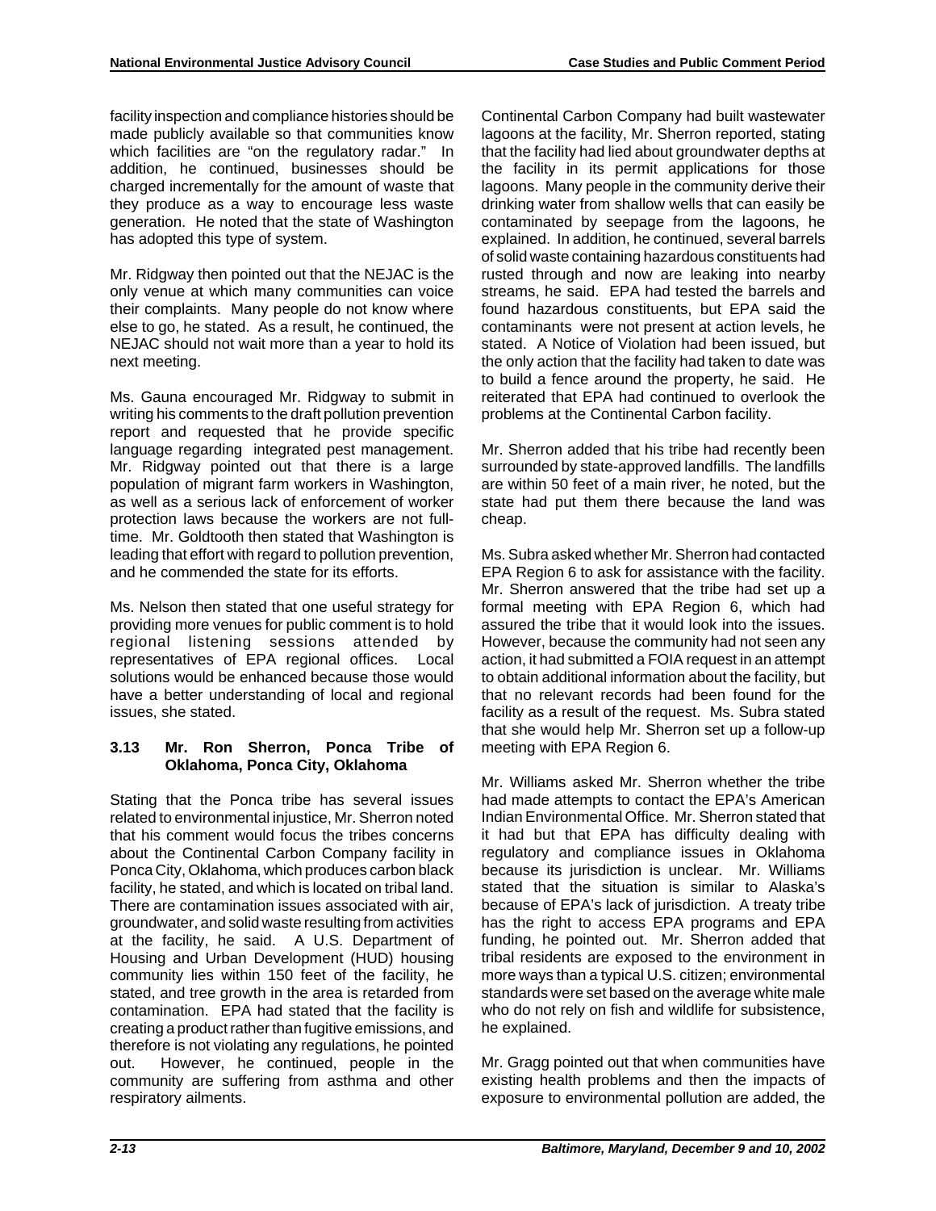facility inspection and compliance histories should be made publicly available so that communities know which facilities are "on the regulatory radar." In addition, he continued, businesses should be charged incrementally for the amount of waste that they produce as a way to encourage less waste generation. He noted that the state of Washington has adopted this type of system.

Mr. Ridgway then pointed out that the NEJAC is the only venue at which many communities can voice their complaints. Many people do not know where else to go, he stated. As a result, he continued, the NEJAC should not wait more than a year to hold its next meeting.

Ms. Gauna encouraged Mr. Ridgway to submit in writing his comments to the draft pollution prevention report and requested that he provide specific language regarding integrated pest management. Mr. Ridgway pointed out that there is a large population of migrant farm workers in Washington, as well as a serious lack of enforcement of worker protection laws because the workers are not full-time. Mr. Goldtooth then stated that Washington is leading that effort with regard to pollution prevention, and he commended the state for its efforts.

Ms. Nelson then stated that one useful strategy for providing more venues for public comment is to hold regional listening sessions attended by representatives of EPA regional offices. Local solutions would be enhanced because those would have a better understanding of local and regional issues, she stated.

### 3.13 Mr. Ron Sherron, Ponca Tribe of Oklahoma, Ponca City, Oklahoma

Stating that the Ponca tribe has several issues related to environmental injustice, Mr. Sherron noted that his comment would focus the tribes concerns about the Continental Carbon Company facility in Ponca City, Oklahoma, which produces carbon black facility, he stated, and which is located on tribal land. There are contamination issues associated with air, groundwater, and solid waste resulting from activities at the facility, he said. A U.S. Department of Housing and Urban Development (HUD) housing community lies within 150 feet of the facility, he stated, and tree growth in the area is retarded from contamination. EPA had stated that the facility is creating a product rather than fugitive emissions, and therefore is not violating any regulations, he pointed out. However, he continued, people in the community are suffering from asthma and other respiratory ailments.

Continental Carbon Company had built wastewater lagoons at the facility, Mr. Sherron reported, stating that the facility had lied about groundwater depths at the facility in its permit applications for those lagoons. Many people in the community derive their drinking water from shallow wells that can easily be contaminated by seepage from the lagoons, he explained. In addition, he continued, several barrels of solid waste containing hazardous constituents had rusted through and now are leaking into nearby streams, he said. EPA had tested the barrels and found hazardous constituents, but EPA said the contaminants were not present at action levels, he stated. A Notice of Violation had been issued, but the only action that the facility had taken to date was to build a fence around the property, he said. He reiterated that EPA had continued to overlook the problems at the Continental Carbon facility.

Mr. Sherron added that his tribe had recently been surrounded by state-approved landfills. The landfills are within 50 feet of a main river, he noted, but the state had put them there because the land was cheap.

Ms. Subra asked whether Mr. Sherron had contacted EPA Region 6 to ask for assistance with the facility. Mr. Sherron answered that the tribe had set up a formal meeting with EPA Region 6, which had assured the tribe that it would look into the issues. However, because the community had not seen any action, it had submitted a FOIA request in an attempt to obtain additional information about the facility, but that no relevant records had been found for the facility as a result of the request. Ms. Subra stated that she would help Mr. Sherron set up a follow-up meeting with EPA Region 6.

Mr. Williams asked Mr. Sherron whether the tribe had made attempts to contact the EPA's American Indian Environmental Office. Mr. Sherron stated that it had but that EPA has difficulty dealing with regulatory and compliance issues in Oklahoma because its jurisdiction is unclear. Mr. Williams stated that the situation is similar to Alaska's because of EPA's lack of jurisdiction. A treaty tribe has the right to access EPA programs and EPA funding, he pointed out. Mr. Sherron added that tribal residents are exposed to the environment in more ways than a typical U.S. citizen; environmental standards were set based on the average white male who do not rely on fish and wildlife for subsistence, he explained.

Mr. Gragg pointed out that when communities have existing health problems and then the impacts of exposure to environmental pollution are added, the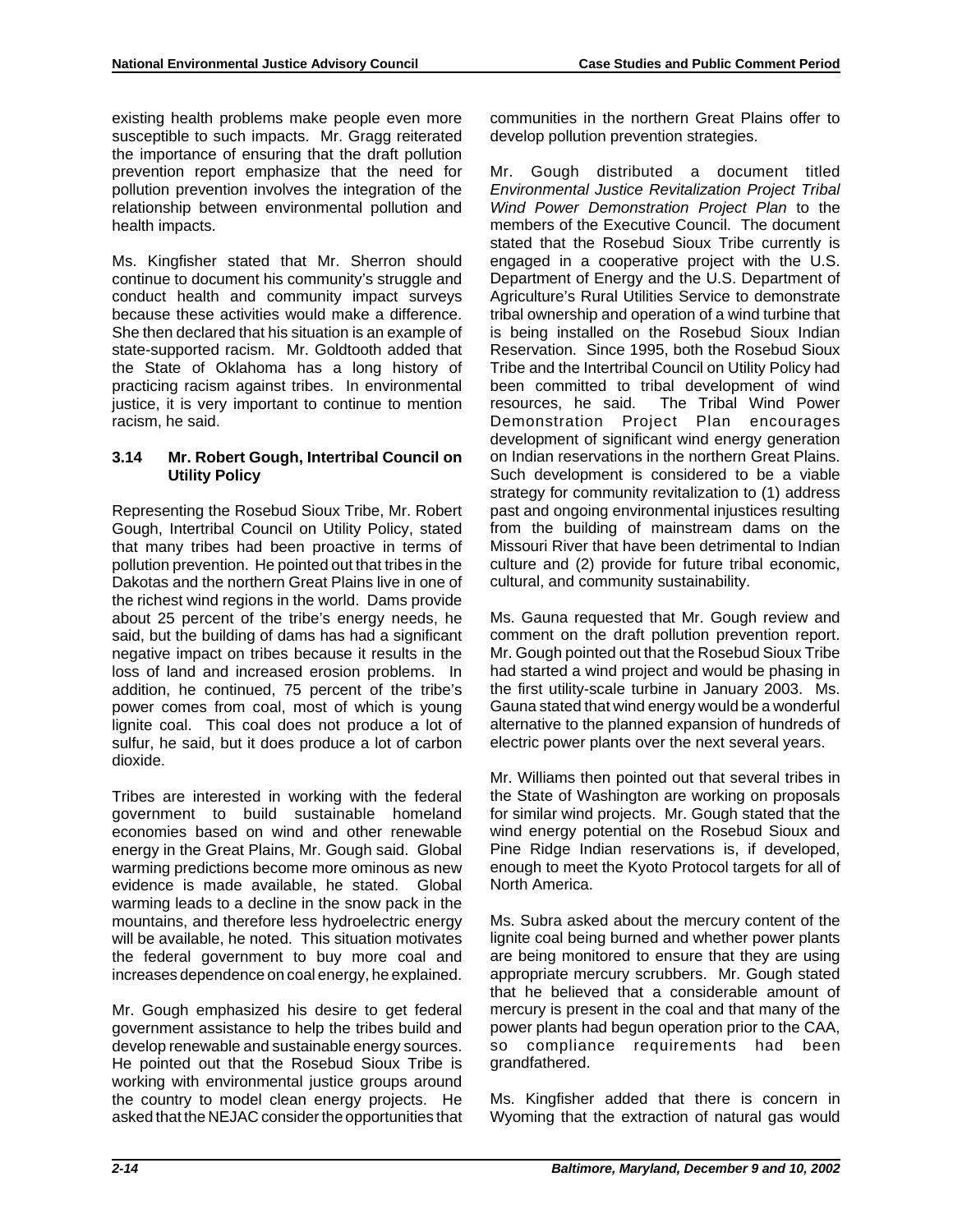existing health problems make people even more susceptible to such impacts. Mr. Gragg reiterated the importance of ensuring that the draft pollution prevention report emphasize that the need for pollution prevention involves the integration of the relationship between environmental pollution and health impacts.

Ms. Kingfisher stated that Mr. Sherron should continue to document his community's struggle and conduct health and community impact surveys because these activities would make a difference. She then declared that his situation is an example of state-supported racism. Mr. Goldtooth added that the State of Oklahoma has a long history of practicing racism against tribes. In environmental justice, it is very important to continue to mention racism, he said.

### 3.14 Mr. Robert Gough, Intertribal Council on Utility Policy

Representing the Rosebud Sioux Tribe, Mr. Robert Gough, Intertribal Council on Utility Policy, stated that many tribes had been proactive in terms of pollution prevention. He pointed out that tribes in the Dakotas and the northern Great Plains live in one of the richest wind regions in the world. Dams provide about 25 percent of the tribe's energy needs, he said, but the building of dams has had a significant negative impact on tribes because it results in the loss of land and increased erosion problems. In addition, he continued, 75 percent of the tribe's power comes from coal, most of which is young lignite coal. This coal does not produce a lot of sulfur, he said, but it does produce a lot of carbon dioxide.

Tribes are interested in working with the federal government to build sustainable homeland economies based on wind and other renewable energy in the Great Plains, Mr. Gough said. Global warming predictions become more ominous as new evidence is made available, he stated. Global warming leads to a decline in the snow pack in the mountains, and therefore less hydroelectric energy will be available, he noted. This situation motivates the federal government to buy more coal and increases dependence on coal energy, he explained.

Mr. Gough emphasized his desire to get federal government assistance to help the tribes build and develop renewable and sustainable energy sources. He pointed out that the Rosebud Sioux Tribe is working with environmental justice groups around the country to model clean energy projects. He asked that the NEJAC consider the opportunities that communities in the northern Great Plains offer to develop pollution prevention strategies.

Mr. Gough distributed a document titled *Environmental Justice Revitalization Project Tribal Wind Power Demonstration Project Plan* to the members of the Executive Council. The document stated that the Rosebud Sioux Tribe currently is engaged in a cooperative project with the U.S. Department of Energy and the U.S. Department of Agriculture's Rural Utilities Service to demonstrate tribal ownership and operation of a wind turbine that is being installed on the Rosebud Sioux Indian Reservation. Since 1995, both the Rosebud Sioux Tribe and the Intertribal Council on Utility Policy had been committed to tribal development of wind resources, he said. The Tribal Wind Power Demonstration Project Plan encourages development of significant wind energy generation on Indian reservations in the northern Great Plains. Such development is considered to be a viable strategy for community revitalization to (1) address past and ongoing environmental injustices resulting from the building of mainstream dams on the Missouri River that have been detrimental to Indian culture and (2) provide for future tribal economic, cultural, and community sustainability.

Ms. Gauna requested that Mr. Gough review and comment on the draft pollution prevention report. Mr. Gough pointed out that the Rosebud Sioux Tribe had started a wind project and would be phasing in the first utility-scale turbine in January 2003. Ms. Gauna stated that wind energy would be a wonderful alternative to the planned expansion of hundreds of electric power plants over the next several years.

Mr. Williams then pointed out that several tribes in the State of Washington are working on proposals for similar wind projects. Mr. Gough stated that the wind energy potential on the Rosebud Sioux and Pine Ridge Indian reservations is, if developed, enough to meet the Kyoto Protocol targets for all of North America.

Ms. Subra asked about the mercury content of the lignite coal being burned and whether power plants are being monitored to ensure that they are using appropriate mercury scrubbers. Mr. Gough stated that he believed that a considerable amount of mercury is present in the coal and that many of the power plants had begun operation prior to the CAA, so compliance requirements had been grandfathered.

Ms. Kingfisher added that there is concern in Wyoming that the extraction of natural gas would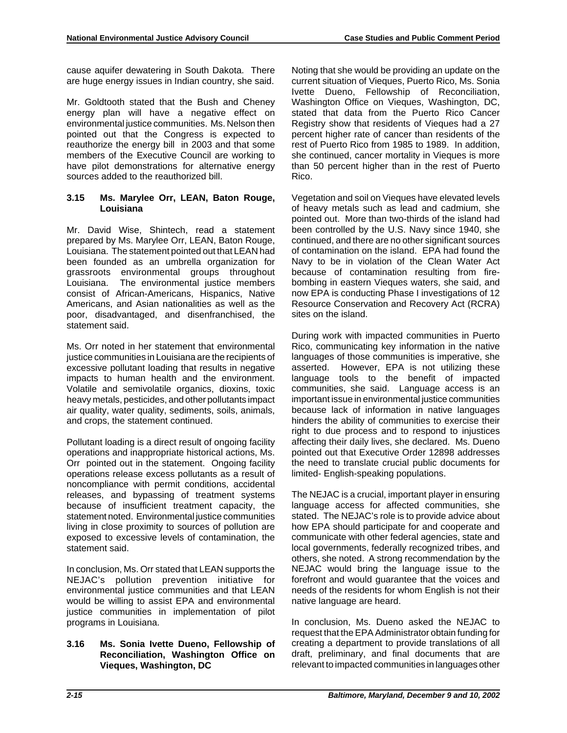cause aquifer dewatering in South Dakota. There are huge energy issues in Indian country, she said.

Mr. Goldtooth stated that the Bush and Cheney energy plan will have a negative effect on environmental justice communities. Ms. Nelson then pointed out that the Congress is expected to reauthorize the energy bill in 2003 and that some members of the Executive Council are working to have pilot demonstrations for alternative energy sources added to the reauthorized bill.

### 3.15 Ms. Marylee Orr, LEAN, Baton Rouge, Louisiana

Mr. David Wise, Shintech, read a statement prepared by Ms. Marylee Orr, LEAN, Baton Rouge, Louisiana. The statement pointed out that LEAN had been founded as an umbrella organization for grassroots environmental groups throughout Louisiana. The environmental justice members consist of African-Americans, Hispanics, Native Americans, and Asian nationalities as well as the poor, disadvantaged, and disenfranchised, the statement said.

Ms. Orr noted in her statement that environmental justice communities in Louisiana are the recipients of excessive pollutant loading that results in negative impacts to human health and the environment. Volatile and semivolatile organics, dioxins, toxic heavy metals, pesticides, and other pollutants impact air quality, water quality, sediments, soils, animals, and crops, the statement continued.

Pollutant loading is a direct result of ongoing facility operations and inappropriate historical actions, Ms. Orr pointed out in the statement. Ongoing facility operations release excess pollutants as a result of noncompliance with permit conditions, accidental releases, and bypassing of treatment systems because of insufficient treatment capacity, the statement noted. Environmental justice communities living in close proximity to sources of pollution are exposed to excessive levels of contamination, the statement said.

In conclusion, Ms. Orr stated that LEAN supports the NEJAC's pollution prevention initiative for environmental justice communities and that LEAN would be willing to assist EPA and environmental justice communities in implementation of pilot programs in Louisiana.

### 3.16 Ms. Sonia Ivette Dueno, Fellowship of Reconciliation, Washington Office on Vieques, Washington, DC

Noting that she would be providing an update on the current situation of Vieques, Puerto Rico, Ms. Sonia Ivette Dueno, Fellowship of Reconciliation, Washington Office on Vieques, Washington, DC, stated that data from the Puerto Rico Cancer Registry show that residents of Vieques had a 27 percent higher rate of cancer than residents of the rest of Puerto Rico from 1985 to 1989. In addition, she continued, cancer mortality in Vieques is more than 50 percent higher than in the rest of Puerto Rico.

Vegetation and soil on Vieques have elevated levels of heavy metals such as lead and cadmium, she pointed out. More than two-thirds of the island had been controlled by the U.S. Navy since 1940, she continued, and there are no other significant sources of contamination on the island. EPA had found the Navy to be in violation of the Clean Water Act because of contamination resulting from fire-bombing in eastern Vieques waters, she said, and now EPA is conducting Phase I investigations of 12 Resource Conservation and Recovery Act (RCRA) sites on the island.

During work with impacted communities in Puerto Rico, communicating key information in the native languages of those communities is imperative, she asserted. However, EPA is not utilizing these language tools to the benefit of impacted communities, she said. Language access is an important issue in environmental justice communities because lack of information in native languages hinders the ability of communities to exercise their right to due process and to respond to injustices affecting their daily lives, she declared. Ms. Dueno pointed out that Executive Order 12898 addresses the need to translate crucial public documents for limited- English-speaking populations.

The NEJAC is a crucial, important player in ensuring language access for affected communities, she stated. The NEJAC's role is to provide advice about how EPA should participate for and cooperate and communicate with other federal agencies, state and local governments, federally recognized tribes, and others, she noted. A strong recommendation by the NEJAC would bring the language issue to the forefront and would guarantee that the voices and needs of the residents for whom English is not their native language are heard.

In conclusion, Ms. Dueno asked the NEJAC to request that the EPA Administrator obtain funding for creating a department to provide translations of all draft, preliminary, and final documents that are relevant to impacted communities in languages other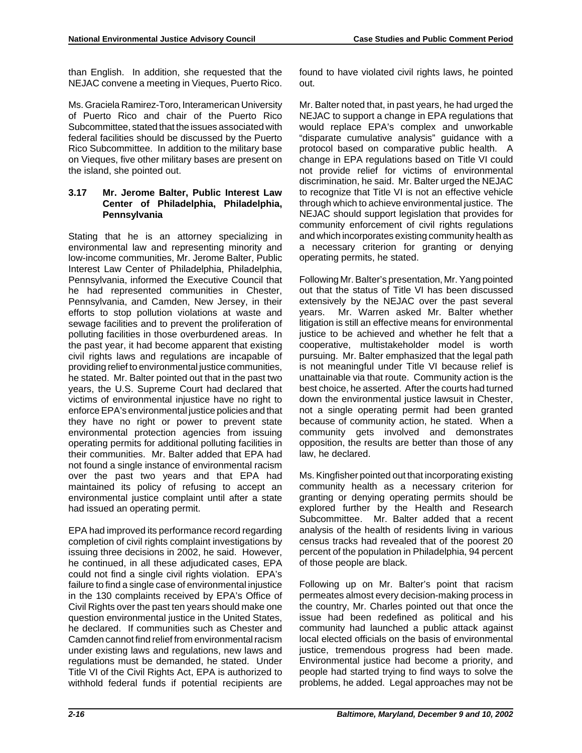than English. In addition, she requested that the NEJAC convene a meeting in Vieques, Puerto Rico.

Ms. Graciela Ramirez-Toro, Interamerican University of Puerto Rico and chair of the Puerto Rico Subcommittee, stated that the issues associated with federal facilities should be discussed by the Puerto Rico Subcommittee. In addition to the military base on Vieques, five other military bases are present on the island, she pointed out.

### 3.17 Mr. Jerome Balter, Public Interest Law Center of Philadelphia, Philadelphia, Pennsylvania

Stating that he is an attorney specializing in environmental law and representing minority and low-income communities, Mr. Jerome Balter, Public Interest Law Center of Philadelphia, Philadelphia, Pennsylvania, informed the Executive Council that he had represented communities in Chester, Pennsylvania, and Camden, New Jersey, in their efforts to stop pollution violations at waste and sewage facilities and to prevent the proliferation of polluting facilities in those overburdened areas. In the past year, it had become apparent that existing civil rights laws and regulations are incapable of providing relief to environmental justice communities, he stated. Mr. Balter pointed out that in the past two years, the U.S. Supreme Court had declared that victims of environmental injustice have no right to enforce EPA's environmental justice policies and that they have no right or power to prevent state environmental protection agencies from issuing operating permits for additional polluting facilities in their communities. Mr. Balter added that EPA had not found a single instance of environmental racism over the past two years and that EPA had maintained its policy of refusing to accept an environmental justice complaint until after a state had issued an operating permit.

EPA had improved its performance record regarding completion of civil rights complaint investigations by issuing three decisions in 2002, he said. However, he continued, in all these adjudicated cases, EPA could not find a single civil rights violation. EPA's failure to find a single case of environmental injustice in the 130 complaints received by EPA's Office of Civil Rights over the past ten years should make one question environmental justice in the United States, he declared. If communities such as Chester and Camden cannot find relief from environmental racism under existing laws and regulations, new laws and regulations must be demanded, he stated. Under Title VI of the Civil Rights Act, EPA is authorized to withhold federal funds if potential recipients are found to have violated civil rights laws, he pointed out.

Mr. Balter noted that, in past years, he had urged the NEJAC to support a change in EPA regulations that would replace EPA's complex and unworkable "disparate cumulative analysis" guidance with a protocol based on comparative public health. A change in EPA regulations based on Title VI could not provide relief for victims of environmental discrimination, he said. Mr. Balter urged the NEJAC to recognize that Title VI is not an effective vehicle through which to achieve environmental justice. The NEJAC should support legislation that provides for community enforcement of civil rights regulations and which incorporates existing community health as a necessary criterion for granting or denying operating permits, he stated.

Following Mr. Balter's presentation, Mr. Yang pointed out that the status of Title VI has been discussed extensively by the NEJAC over the past several years. Mr. Warren asked Mr. Balter whether litigation is still an effective means for environmental justice to be achieved and whether he felt that a cooperative, multistakeholder model is worth pursuing. Mr. Balter emphasized that the legal path is not meaningful under Title VI because relief is unattainable via that route. Community action is the best choice, he asserted. After the courts had turned down the environmental justice lawsuit in Chester, not a single operating permit had been granted because of community action, he stated. When a community gets involved and demonstrates opposition, the results are better than those of any law, he declared.

Ms. Kingfisher pointed out that incorporating existing community health as a necessary criterion for granting or denying operating permits should be explored further by the Health and Research Subcommittee. Mr. Balter added that a recent analysis of the health of residents living in various census tracks had revealed that of the poorest 20 percent of the population in Philadelphia, 94 percent of those people are black.

Following up on Mr. Balter's point that racism permeates almost every decision-making process in the country, Mr. Charles pointed out that once the issue had been redefined as political and his community had launched a public attack against local elected officials on the basis of environmental justice, tremendous progress had been made. Environmental justice had become a priority, and people had started trying to find ways to solve the problems, he added. Legal approaches may not be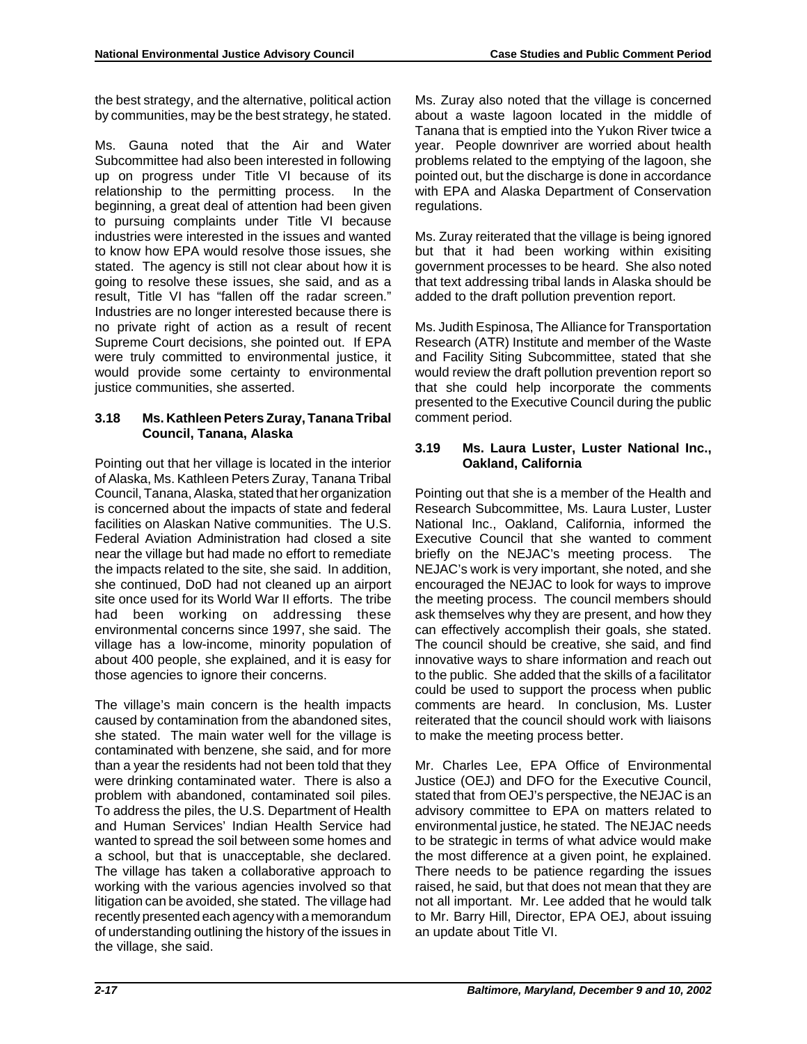the best strategy, and the alternative, political action by communities, may be the best strategy, he stated.

Ms. Gauna noted that the Air and Water Subcommittee had also been interested in following up on progress under Title VI because of its relationship to the permitting process. In the beginning, a great deal of attention had been given to pursuing complaints under Title VI because industries were interested in the issues and wanted to know how EPA would resolve those issues, she stated. The agency is still not clear about how it is going to resolve these issues, she said, and as a result, Title VI has "fallen off the radar screen." Industries are no longer interested because there is no private right of action as a result of recent Supreme Court decisions, she pointed out. If EPA were truly committed to environmental justice, it would provide some certainty to environmental justice communities, she asserted.

### 3.18 Ms. Kathleen Peters Zuray, Tanana Tribal Council, Tanana, Alaska

Pointing out that her village is located in the interior of Alaska, Ms. Kathleen Peters Zuray, Tanana Tribal Council, Tanana, Alaska, stated that her organization is concerned about the impacts of state and federal facilities on Alaskan Native communities. The U.S. Federal Aviation Administration had closed a site near the village but had made no effort to remediate the impacts related to the site, she said. In addition, she continued, DoD had not cleaned up an airport site once used for its World War II efforts. The tribe had been working on addressing these environmental concerns since 1997, she said. The village has a low-income, minority population of about 400 people, she explained, and it is easy for those agencies to ignore their concerns.

The village's main concern is the health impacts caused by contamination from the abandoned sites, she stated. The main water well for the village is contaminated with benzene, she said, and for more than a year the residents had not been told that they were drinking contaminated water. There is also a problem with abandoned, contaminated soil piles. To address the piles, the U.S. Department of Health and Human Services' Indian Health Service had wanted to spread the soil between some homes and a school, but that is unacceptable, she declared. The village has taken a collaborative approach to working with the various agencies involved so that litigation can be avoided, she stated. The village had recently presented each agency with a memorandum of understanding outlining the history of the issues in the village, she said.

Ms. Zuray also noted that the village is concerned about a waste lagoon located in the middle of Tanana that is emptied into the Yukon River twice a year. People downriver are worried about health problems related to the emptying of the lagoon, she pointed out, but the discharge is done in accordance with EPA and Alaska Department of Conservation regulations.

Ms. Zuray reiterated that the village is being ignored but that it had been working within exisiting government processes to be heard. She also noted that text addressing tribal lands in Alaska should be added to the draft pollution prevention report.

Ms. Judith Espinosa, The Alliance for Transportation Research (ATR) Institute and member of the Waste and Facility Siting Subcommittee, stated that she would review the draft pollution prevention report so that she could help incorporate the comments presented to the Executive Council during the public comment period.

### 3.19 Ms. Laura Luster, Luster National Inc., Oakland, California

Pointing out that she is a member of the Health and Research Subcommittee, Ms. Laura Luster, Luster National Inc., Oakland, California, informed the Executive Council that she wanted to comment briefly on the NEJAC's meeting process. The NEJAC's work is very important, she noted, and she encouraged the NEJAC to look for ways to improve the meeting process. The council members should ask themselves why they are present, and how they can effectively accomplish their goals, she stated. The council should be creative, she said, and find innovative ways to share information and reach out to the public. She added that the skills of a facilitator could be used to support the process when public comments are heard. In conclusion, Ms. Luster reiterated that the council should work with liaisons to make the meeting process better.

Mr. Charles Lee, EPA Office of Environmental Justice (OEJ) and DFO for the Executive Council, stated that from OEJ's perspective, the NEJAC is an advisory committee to EPA on matters related to environmental justice, he stated. The NEJAC needs to be strategic in terms of what advice would make the most difference at a given point, he explained. There needs to be patience regarding the issues raised, he said, but that does not mean that they are not all important. Mr. Lee added that he would talk to Mr. Barry Hill, Director, EPA OEJ, about issuing an update about Title VI.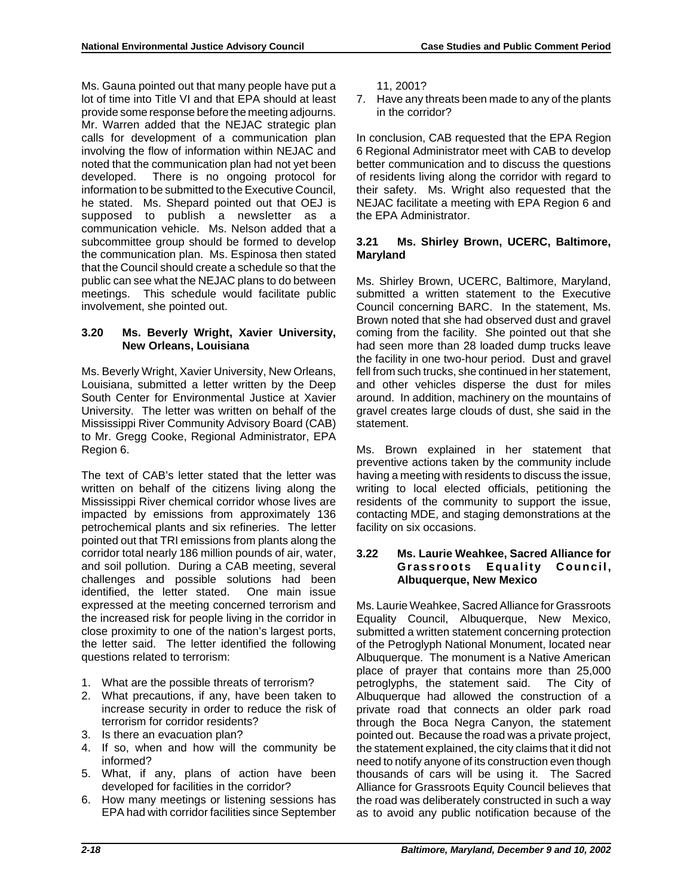Ms. Gauna pointed out that many people have put a lot of time into Title VI and that EPA should at least provide some response before the meeting adjourns. Mr. Warren added that the NEJAC strategic plan calls for development of a communication plan involving the flow of information within NEJAC and noted that the communication plan had not yet been developed. There is no ongoing protocol for information to be submitted to the Executive Council, he stated. Ms. Shepard pointed out that OEJ is supposed to publish a newsletter as a communication vehicle. Ms. Nelson added that a subcommittee group should be formed to develop the communication plan. Ms. Espinosa then stated that the Council should create a schedule so that the public can see what the NEJAC plans to do between meetings. This schedule would facilitate public involvement, she pointed out.

### 3.20 Ms. Beverly Wright, Xavier University, New Orleans, Louisiana

Ms. Beverly Wright, Xavier University, New Orleans, Louisiana, submitted a letter written by the Deep South Center for Environmental Justice at Xavier University. The letter was written on behalf of the Mississippi River Community Advisory Board (CAB) to Mr. Gregg Cooke, Regional Administrator, EPA Region 6.

The text of CAB's letter stated that the letter was written on behalf of the citizens living along the Mississippi River chemical corridor whose lives are impacted by emissions from approximately 136 petrochemical plants and six refineries. The letter pointed out that TRI emissions from plants along the corridor total nearly 186 million pounds of air, water, and soil pollution. During a CAB meeting, several challenges and possible solutions had been identified, the letter stated. One main issue expressed at the meeting concerned terrorism and the increased risk for people living in the corridor in close proximity to one of the nation's largest ports, the letter said. The letter identified the following questions related to terrorism:

1. What are the possible threats of terrorism?
2. What precautions, if any, have been taken to increase security in order to reduce the risk of terrorism for corridor residents?
3. Is there an evacuation plan?
4. If so, when and how will the community be informed?
5. What, if any, plans of action have been developed for facilities in the corridor?
6. How many meetings or listening sessions has EPA had with corridor facilities since September 11, 2001?
7. Have any threats been made to any of the plants in the corridor?

In conclusion, CAB requested that the EPA Region 6 Regional Administrator meet with CAB to develop better communication and to discuss the questions of residents living along the corridor with regard to their safety. Ms. Wright also requested that the NEJAC facilitate a meeting with EPA Region 6 and the EPA Administrator.

### 3.21 Ms. Shirley Brown, UCERC, Baltimore, Maryland

Ms. Shirley Brown, UCERC, Baltimore, Maryland, submitted a written statement to the Executive Council concerning BARC. In the statement, Ms. Brown noted that she had observed dust and gravel coming from the facility. She pointed out that she had seen more than 28 loaded dump trucks leave the facility in one two-hour period. Dust and gravel fell from such trucks, she continued in her statement, and other vehicles disperse the dust for miles around. In addition, machinery on the mountains of gravel creates large clouds of dust, she said in the statement.

Ms. Brown explained in her statement that preventive actions taken by the community include having a meeting with residents to discuss the issue, writing to local elected officials, petitioning the residents of the community to support the issue, contacting MDE, and staging demonstrations at the facility on six occasions.

### 3.22 Ms. Laurie Weahkee, Sacred Alliance for Grassroots Equality Council, Albuquerque, New Mexico

Ms. Laurie Weahkee, Sacred Alliance for Grassroots Equality Council, Albuquerque, New Mexico, submitted a written statement concerning protection of the Petroglyph National Monument, located near Albuquerque. The monument is a Native American place of prayer that contains more than 25,000 petroglyphs, the statement said. The City of Albuquerque had allowed the construction of a private road that connects an older park road through the Boca Negra Canyon, the statement pointed out. Because the road was a private project, the statement explained, the city claims that it did not need to notify anyone of its construction even though thousands of cars will be using it. The Sacred Alliance for Grassroots Equity Council believes that the road was deliberately constructed in such a way as to avoid any public notification because of the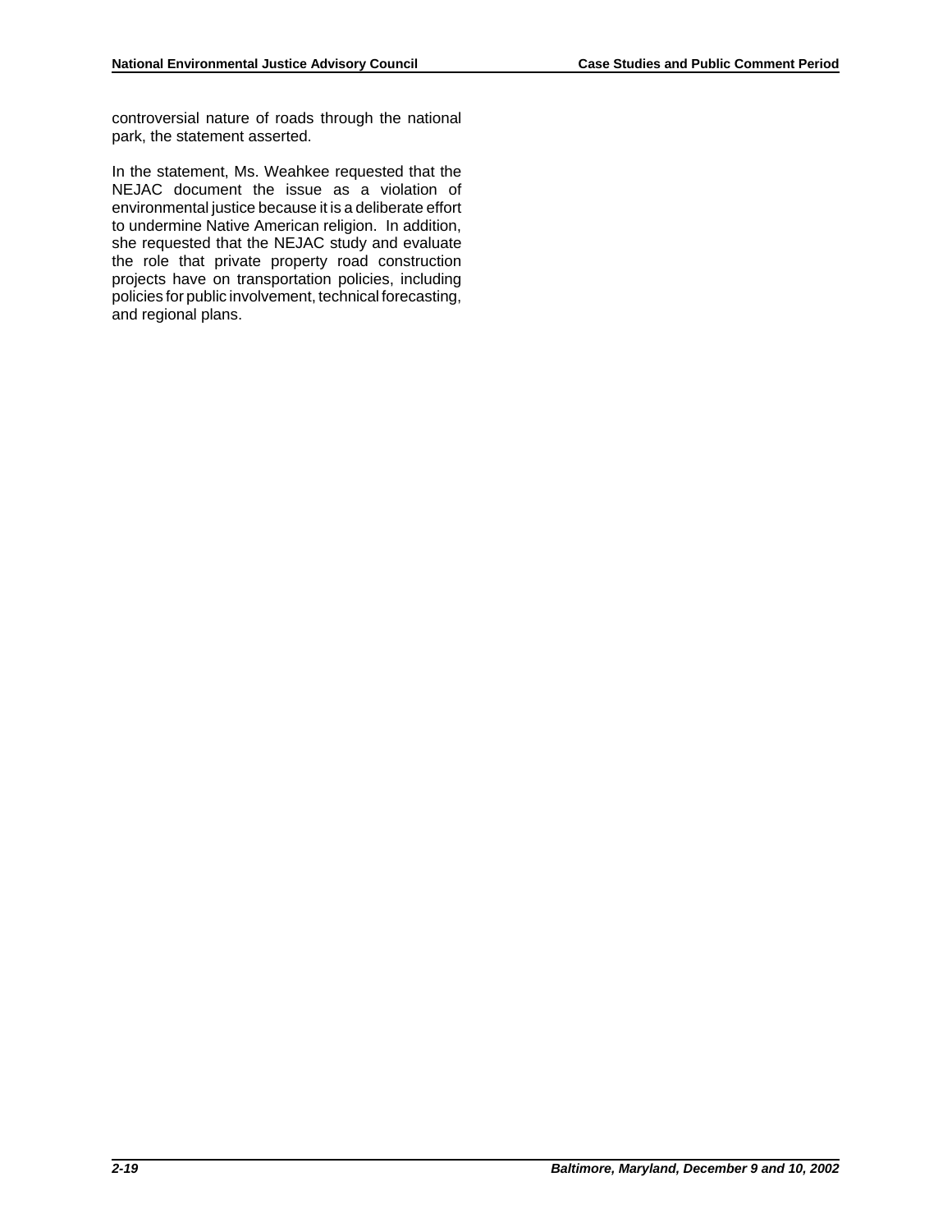controversial nature of roads through the national park, the statement asserted.

In the statement, Ms. Weahkee requested that the NEJAC document the issue as a violation of environmental justice because it is a deliberate effort to undermine Native American religion. In addition, she requested that the NEJAC study and evaluate the role that private property road construction projects have on transportation policies, including policies for public involvement, technical forecasting, and regional plans.